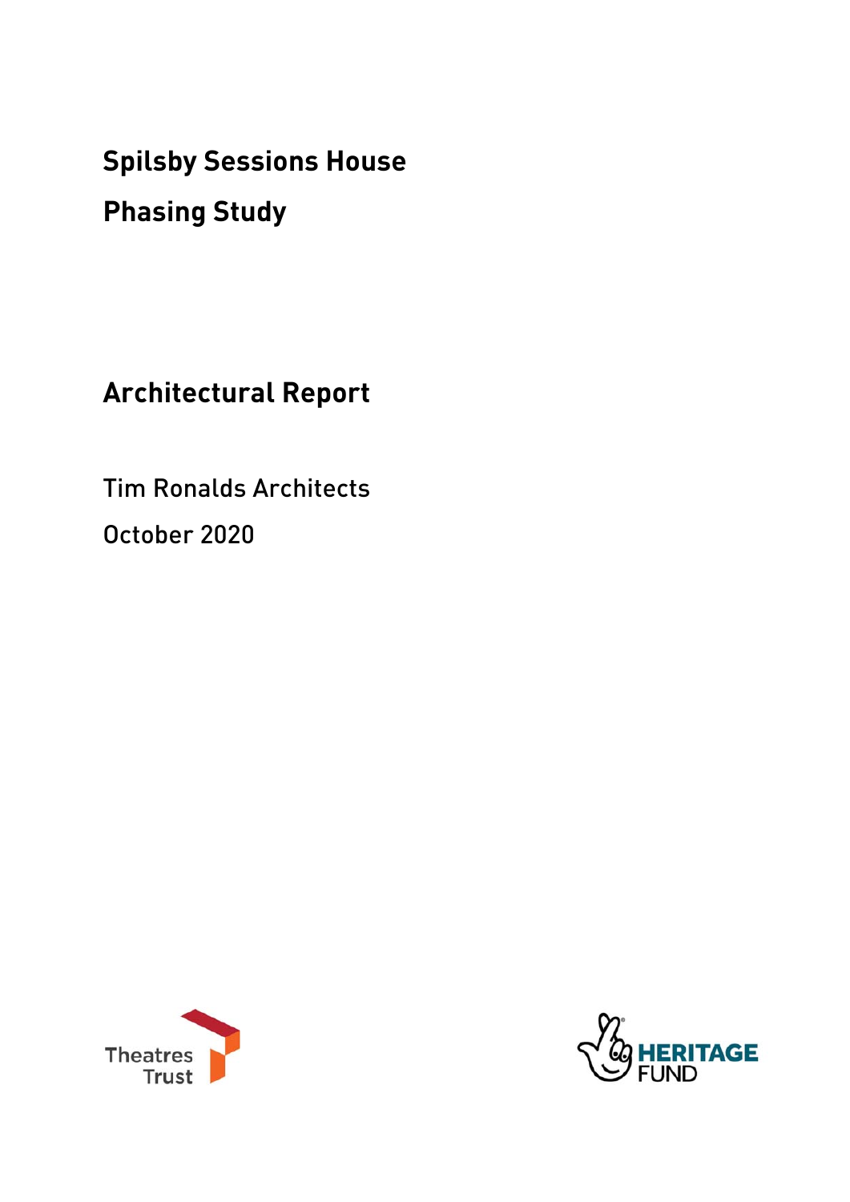# Spilsby Sessions House

# Phasing Study

## Architectural Report

Tim Ronalds Architects

October 2020

Theatres Trust

HERITAGE FUND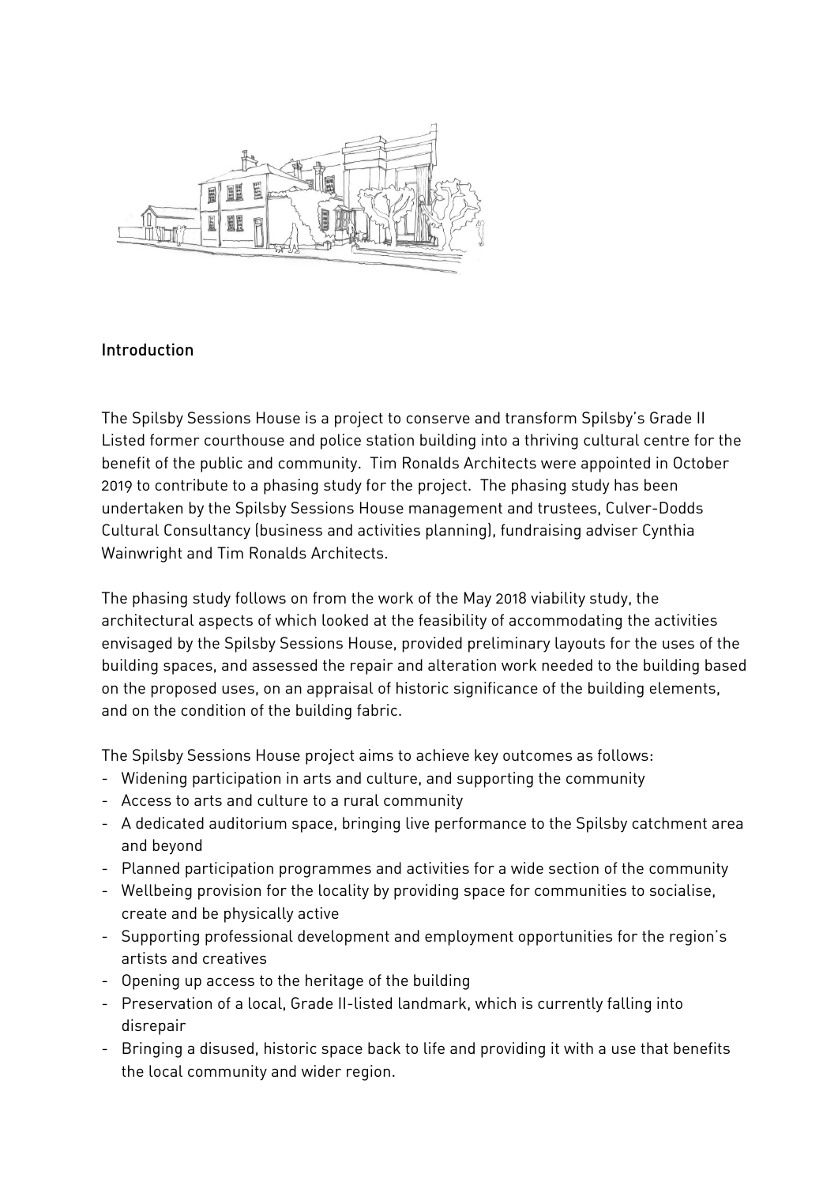## Introduction

The Spilsby Sessions House is a project to conserve and transform Spilsby's Grade II Listed former courthouse and police station building into a thriving cultural centre for the benefit of the public and community. Tim Ronalds Architects were appointed in October 2019 to contribute to a phasing study for the project. The phasing study has been undertaken by the Spilsby Sessions House management and trustees, Culver-Dodds Cultural Consultancy (business and activities planning), fundraising adviser Cynthia Wainwright and Tim Ronalds Architects.

The phasing study follows on from the work of the May 2018 viability study, the architectural aspects of which looked at the feasibility of accommodating the activities envisaged by the Spilsby Sessions House, provided preliminary layouts for the uses of the building spaces, and assessed the repair and alteration work needed to the building based on the proposed uses, on an appraisal of historic significance of the building elements, and on the condition of the building fabric.

The Spilsby Sessions House project aims to achieve key outcomes as follows:

- Widening participation in arts and culture, and supporting the community
- Access to arts and culture to a rural community
- A dedicated auditorium space, bringing live performance to the Spilsby catchment area and beyond
- Planned participation programmes and activities for a wide section of the community
- Wellbeing provision for the locality by providing space for communities to socialise, create and be physically active
- Supporting professional development and employment opportunities for the region's artists and creatives
- Opening up access to the heritage of the building
- Preservation of a local, Grade II-listed landmark, which is currently falling into disrepair
- Bringing a disused, historic space back to life and providing it with a use that benefits the local community and wider region.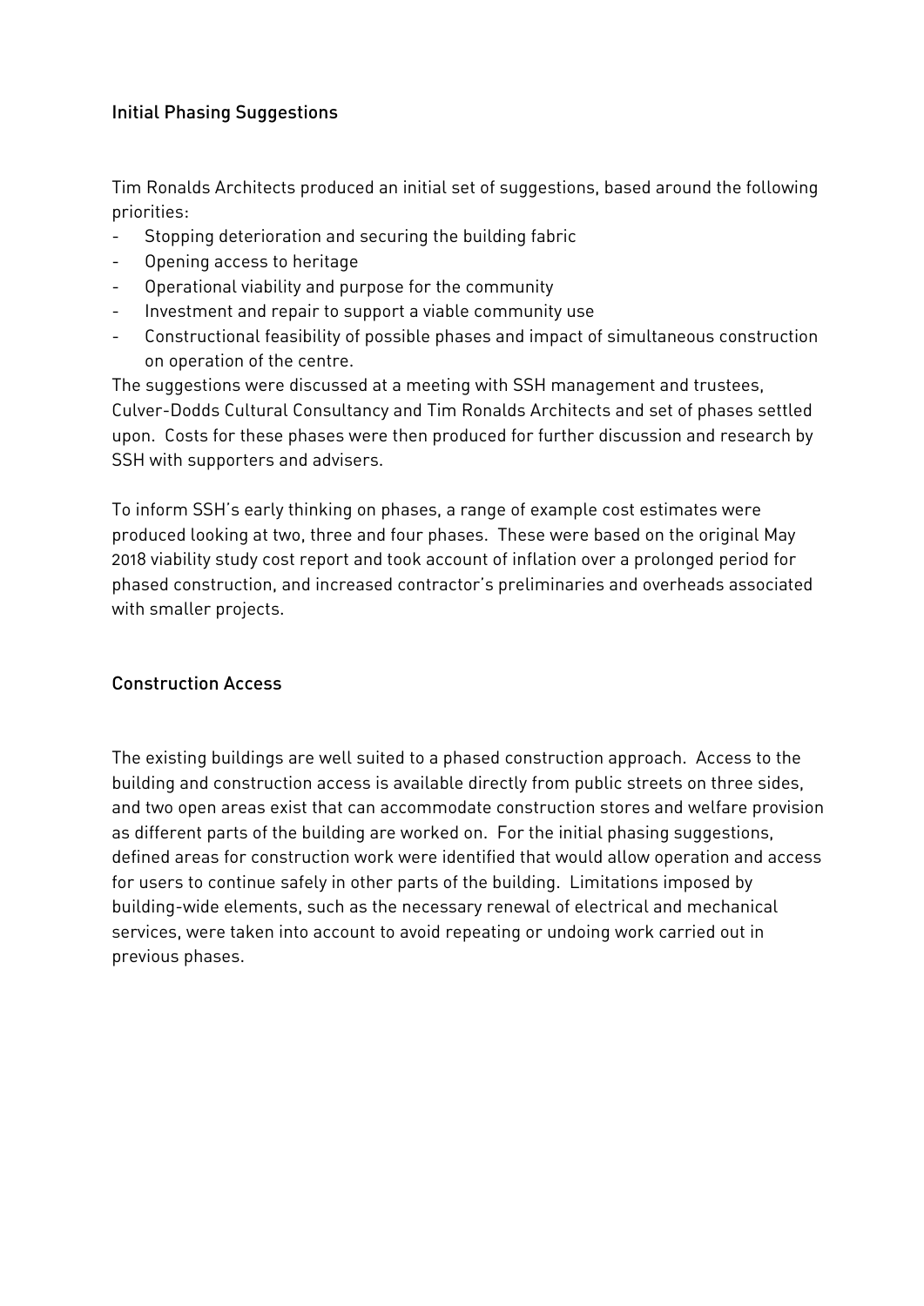## Initial Phasing Suggestions

Tim Ronalds Architects produced an initial set of suggestions, based around the following priorities:

- Stopping deterioration and securing the building fabric
- Opening access to heritage
- Operational viability and purpose for the community
- Investment and repair to support a viable community use
- Constructional feasibility of possible phases and impact of simultaneous construction on operation of the centre.

The suggestions were discussed at a meeting with SSH management and trustees, Culver-Dodds Cultural Consultancy and Tim Ronalds Architects and set of phases settled upon. Costs for these phases were then produced for further discussion and research by SSH with supporters and advisers.

To inform SSH's early thinking on phases, a range of example cost estimates were produced looking at two, three and four phases. These were based on the original May 2018 viability study cost report and took account of inflation over a prolonged period for phased construction, and increased contractor's preliminaries and overheads associated with smaller projects.

## Construction Access

The existing buildings are well suited to a phased construction approach. Access to the building and construction access is available directly from public streets on three sides, and two open areas exist that can accommodate construction stores and welfare provision as different parts of the building are worked on. For the initial phasing suggestions, defined areas for construction work were identified that would allow operation and access for users to continue safely in other parts of the building. Limitations imposed by building-wide elements, such as the necessary renewal of electrical and mechanical services, were taken into account to avoid repeating or undoing work carried out in previous phases.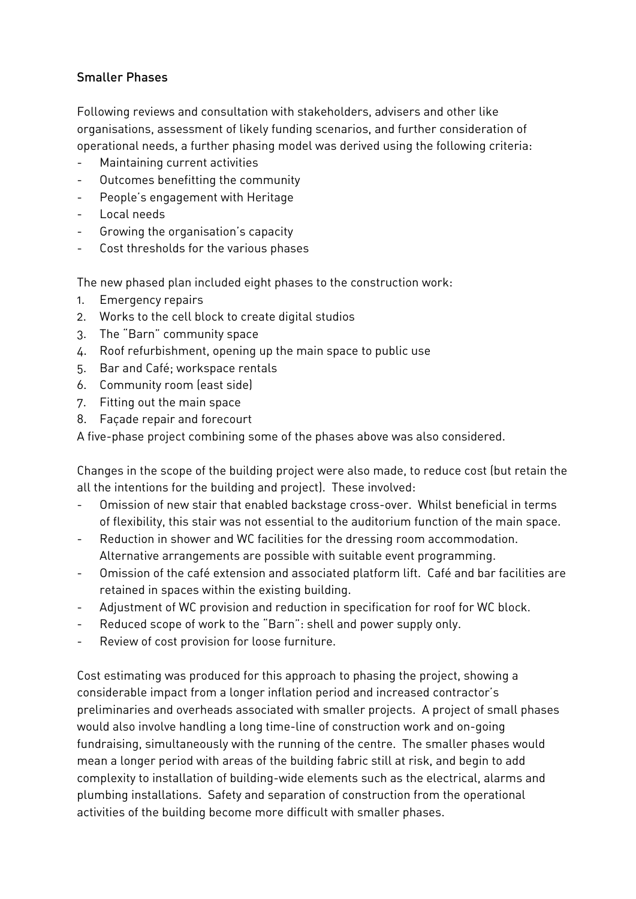## Smaller Phases

Following reviews and consultation with stakeholders, advisers and other like organisations, assessment of likely funding scenarios, and further consideration of operational needs, a further phasing model was derived using the following criteria:

- Maintaining current activities
- Outcomes benefitting the community
- People's engagement with Heritage
- Local needs
- Growing the organisation's capacity
- Cost thresholds for the various phases

The new phased plan included eight phases to the construction work:

1. Emergency repairs
2. Works to the cell block to create digital studios
3. The "Barn" community space
4. Roof refurbishment, opening up the main space to public use
5. Bar and Café; workspace rentals
6. Community room (east side)
7. Fitting out the main space
8. Façade repair and forecourt

A five-phase project combining some of the phases above was also considered.

Changes in the scope of the building project were also made, to reduce cost (but retain the all the intentions for the building and project). These involved:

- Omission of new stair that enabled backstage cross-over. Whilst beneficial in terms of flexibility, this stair was not essential to the auditorium function of the main space.
- Reduction in shower and WC facilities for the dressing room accommodation. Alternative arrangements are possible with suitable event programming.
- Omission of the café extension and associated platform lift. Café and bar facilities are retained in spaces within the existing building.
- Adjustment of WC provision and reduction in specification for roof for WC block.
- Reduced scope of work to the "Barn": shell and power supply only.
- Review of cost provision for loose furniture.

Cost estimating was produced for this approach to phasing the project, showing a considerable impact from a longer inflation period and increased contractor's preliminaries and overheads associated with smaller projects. A project of small phases would also involve handling a long time-line of construction work and on-going fundraising, simultaneously with the running of the centre. The smaller phases would mean a longer period with areas of the building fabric still at risk, and begin to add complexity to installation of building-wide elements such as the electrical, alarms and plumbing installations. Safety and separation of construction from the operational activities of the building become more difficult with smaller phases.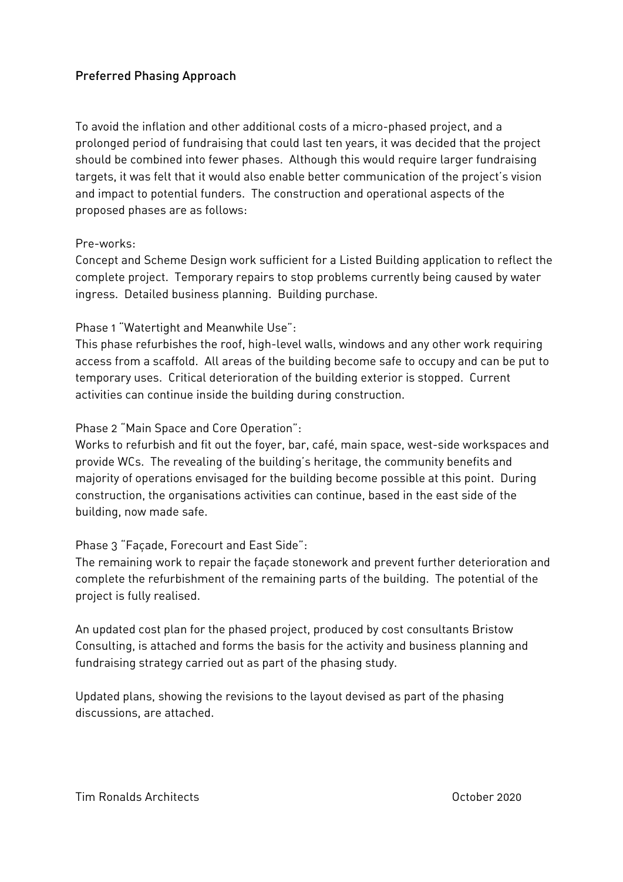## Preferred Phasing Approach

To avoid the inflation and other additional costs of a micro-phased project, and a prolonged period of fundraising that could last ten years, it was decided that the project should be combined into fewer phases. Although this would require larger fundraising targets, it was felt that it would also enable better communication of the project's vision and impact to potential funders. The construction and operational aspects of the proposed phases are as follows:

Pre-works:
Concept and Scheme Design work sufficient for a Listed Building application to reflect the complete project. Temporary repairs to stop problems currently being caused by water ingress. Detailed business planning. Building purchase.

Phase 1 "Watertight and Meanwhile Use":
This phase refurbishes the roof, high-level walls, windows and any other work requiring access from a scaffold. All areas of the building become safe to occupy and can be put to temporary uses. Critical deterioration of the building exterior is stopped. Current activities can continue inside the building during construction.

Phase 2 "Main Space and Core Operation":
Works to refurbish and fit out the foyer, bar, café, main space, west-side workspaces and provide WCs. The revealing of the building's heritage, the community benefits and majority of operations envisaged for the building become possible at this point. During construction, the organisations activities can continue, based in the east side of the building, now made safe.

Phase 3 "Façade, Forecourt and East Side":
The remaining work to repair the façade stonework and prevent further deterioration and complete the refurbishment of the remaining parts of the building. The potential of the project is fully realised.

An updated cost plan for the phased project, produced by cost consultants Bristow Consulting, is attached and forms the basis for the activity and business planning and fundraising strategy carried out as part of the phasing study.

Updated plans, showing the revisions to the layout devised as part of the phasing discussions, are attached.

Tim Ronalds Architects October 2020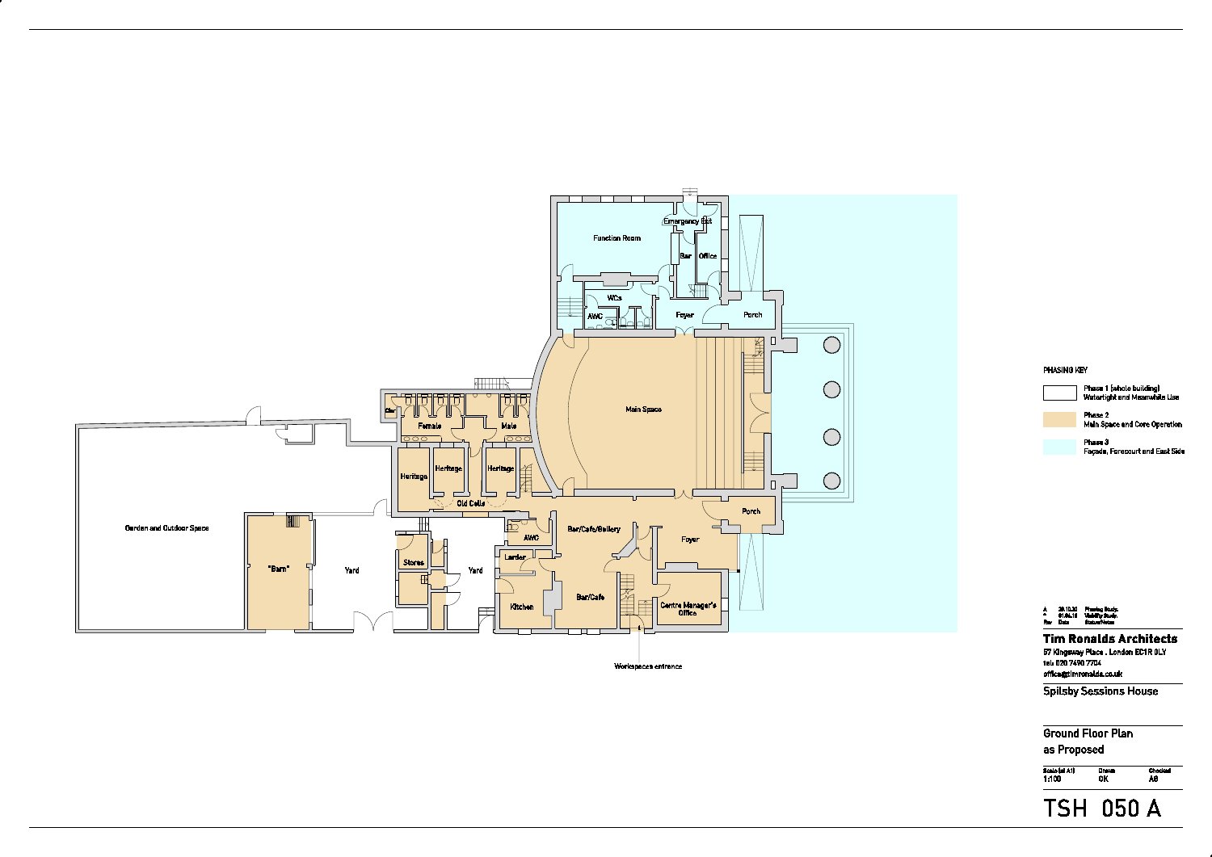Function Room

Emergency Exit

Bar

Office

WCs

AWC

Foyer

Porch

Main Space

Female

Male

Clnr

Heritage

Heritage

Heritage

Old Cells

Garden and Outdoor Space

"Barn"

Yard

Stores

Yard

AWC

Larder

Kitchen

Bar/Cafe/Gallery

Bar/Cafe

Foyer

Porch

Centre Manager's Office

Workspaces entrance

**PHASING KEY**

| Key | Description |
| --- | --- |
| (white) | Phase 1 (whole building) Watertight and Meanwhile Use |
| (beige) | Phase 2 Main Space and Core Operation |
| (light blue) | Phase 3 Façade, Forecourt and East Side |

| Rev | Date | Status/Notes |
| --- | --- | --- |
| A | 28.10.20 | Phasing Study |
| - | 01.04.18 | Viability Study |

**Tim Ronalds Architects**

57 Kingsway Place . London EC1R 0LY

tel: 020 7490 7704

office@timronalds.co.uk

Spilsby Sessions House

Ground Floor Plan
as Proposed

| Scale (at A1) | Drawn | Checked |
| --- | --- | --- |
| 1:100 | OK | AS |

TSH 050 A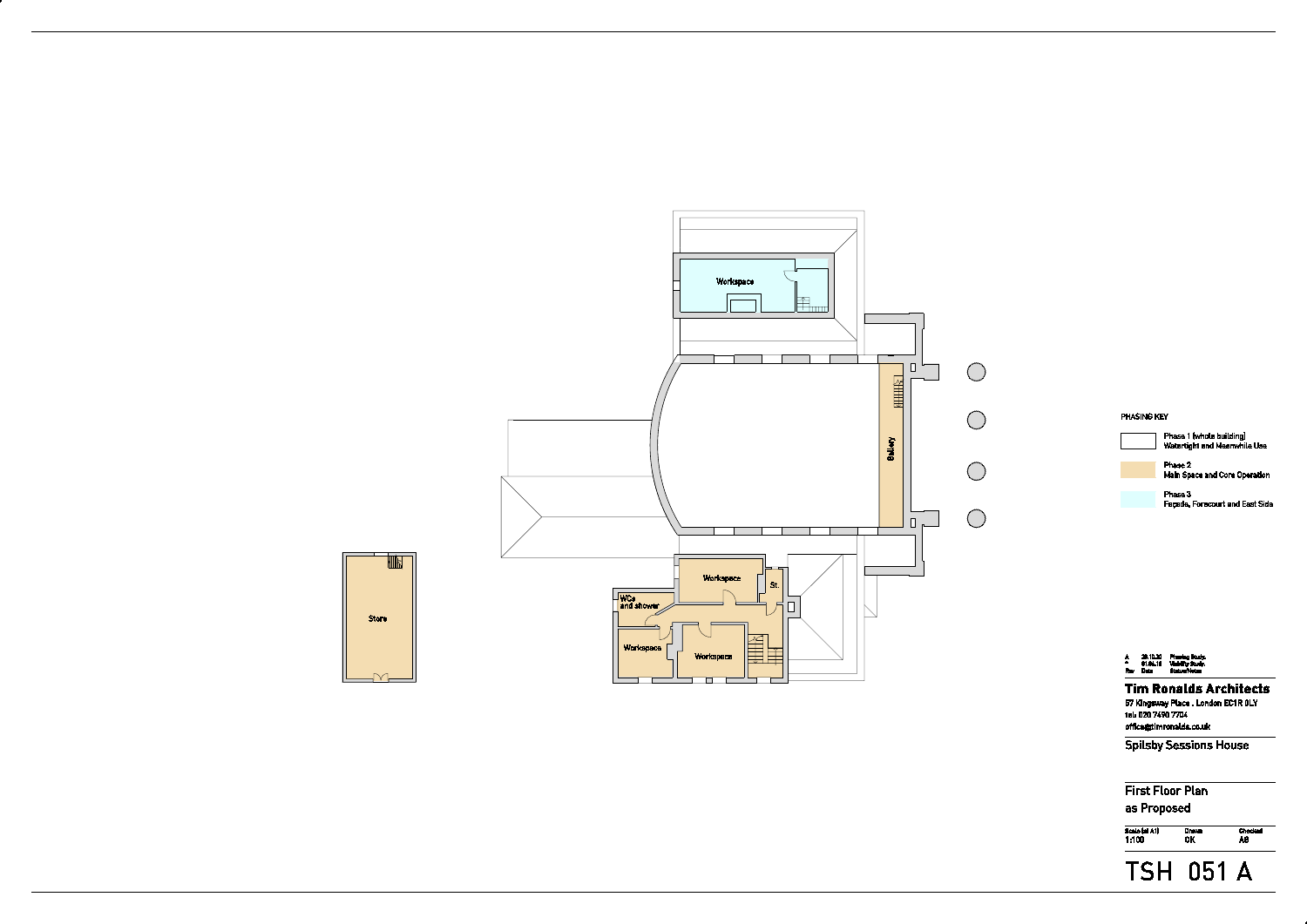Workspace

Gallery

Store

Workspace

St.

WCs and shower

Workspace

Workspace

PHASING KEY

Phase 1 (whole building) Watertight and Meanwhile Use

Phase 2 Main Space and Core Operation

Phase 3 Façade, Forecourt and East Side

| Rev | Date | Status/Notes |
|---|---|---|
| A | 28.10.20 | Phasing Study. |
| - | 01.04.16 | Viability Study. |

**Tim Ronalds Architects**
57 Kingsway Place . London EC1R 0LY
tel: 020 7490 7704
office@timronalds.co.uk

Spilsby Sessions House

First Floor Plan
as Proposed

| Scale (at A1) | Drawn | Checked |
|---|---|---|
| 1:100 | OK | AS |

TSH 051 A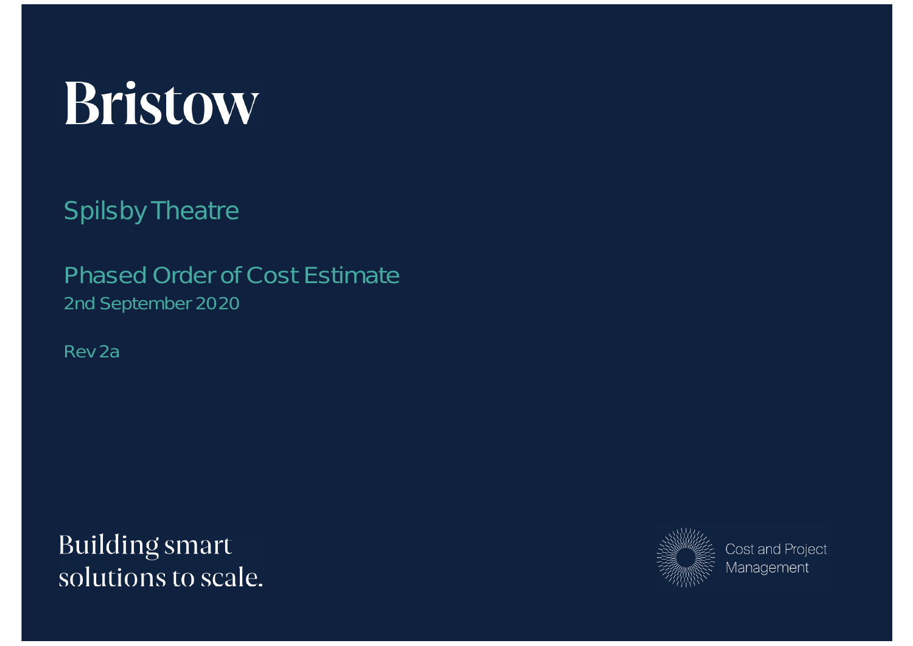# Bristow

## Spilsby Theatre

## Phased Order of Cost Estimate

2nd September 2020

Rev 2a

Building smart solutions to scale.

Cost and Project Management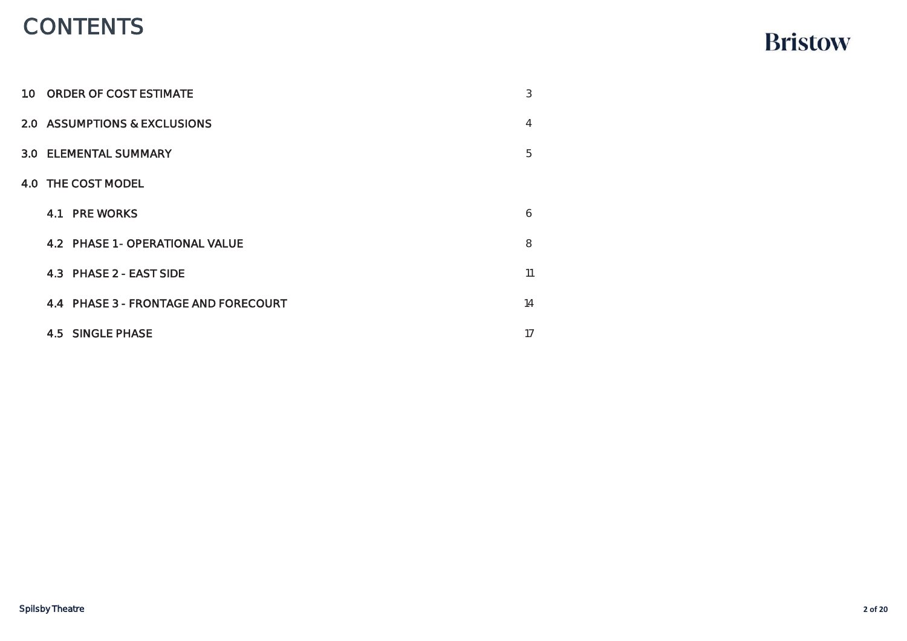# CONTENTS

Bristow

| | | |
|---|---|---|
| 1.0 | ORDER OF COST ESTIMATE | 3 |
| 2.0 | ASSUMPTIONS & EXCLUSIONS | 4 |
| 3.0 | ELEMENTAL SUMMARY | 5 |
| 4.0 | THE COST MODEL | |
| 4.1 | PRE WORKS | 6 |
| 4.2 | PHASE 1- OPERATIONAL VALUE | 8 |
| 4.3 | PHASE 2 - EAST SIDE | 11 |
| 4.4 | PHASE 3 - FRONTAGE AND FORECOURT | 14 |
| 4.5 | SINGLE PHASE | 17 |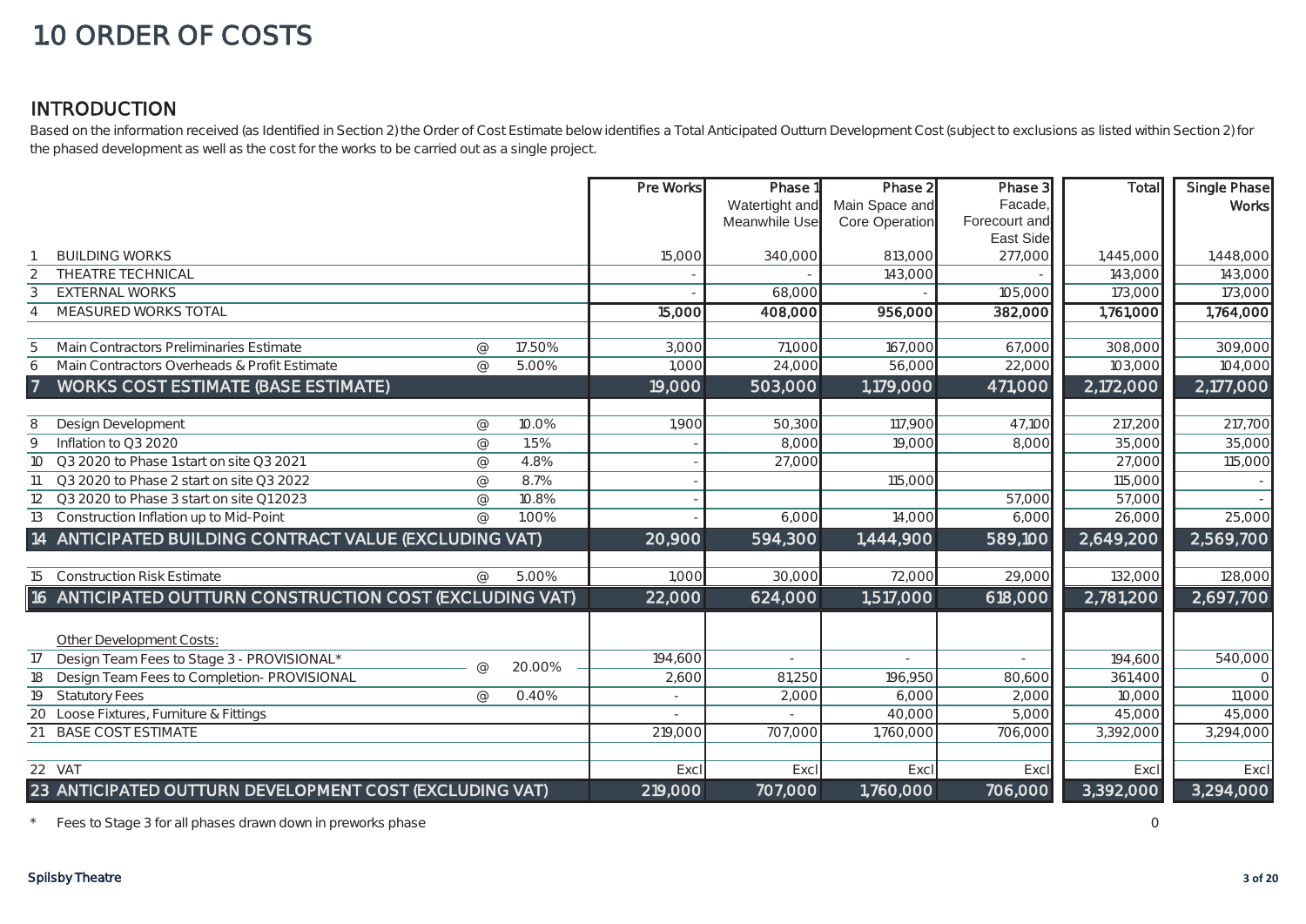# 10 ORDER OF COSTS

## INTRODUCTION

Based on the information received (as Identified in Section 2) the Order of Cost Estimate below identifies a Total Anticipated Outturn Development Cost (subject to exclusions as listed within Section 2) for the phased development as well as the cost for the works to be carried out as a single project.

| | | | | Pre Works | Phase 1 Watertight and Meanwhile Use | Phase 2 Main Space and Core Operation | Phase 3 Facade, Forecourt and East Side | Total | Single Phase Works |
|---|---|---|---|---|---|---|---|---|---|
| 1 | BUILDING WORKS | | | 15,000 | 340,000 | 813,000 | 277,000 | 1,445,000 | 1,448,000 |
| 2 | THEATRE TECHNICAL | | | - | - | 143,000 | - | 143,000 | 143,000 |
| 3 | EXTERNAL WORKS | | | - | 68,000 | - | 105,000 | 173,000 | 173,000 |
| 4 | MEASURED WORKS TOTAL | | | **15,000** | **408,000** | **956,000** | **382,000** | **1,761,000** | **1,764,000** |
| 5 | Main Contractors Preliminaries Estimate | @ | 17.50% | 3,000 | 71,000 | 167,000 | 67,000 | 308,000 | 309,000 |
| 6 | Main Contractors Overheads & Profit Estimate | @ | 5.00% | 1,000 | 24,000 | 56,000 | 22,000 | 103,000 | 104,000 |
| **7** | **WORKS COST ESTIMATE (BASE ESTIMATE)** | | | **19,000** | **503,000** | **1,179,000** | **471,000** | **2,172,000** | **2,177,000** |
| 8 | Design Development | @ | 10.0% | 1,900 | 50,300 | 117,900 | 47,100 | 217,200 | 217,700 |
| 9 | Inflation to Q3 2020 | @ | 1.5% | - | 8,000 | 19,000 | 8,000 | 35,000 | 35,000 |
| 10 | Q3 2020 to Phase 1 start on site Q3 2021 | @ | 4.8% | - | 27,000 | | | 27,000 | 115,000 |
| 11 | Q3 2020 to Phase 2 start on site Q3 2022 | @ | 8.7% | - | | 115,000 | | 115,000 | - |
| 12 | Q3 2020 to Phase 3 start on site Q1 2023 | @ | 10.8% | - | | | 57,000 | 57,000 | - |
| 13 | Construction Inflation up to Mid-Point | @ | 1.00% | - | 6,000 | 14,000 | 6,000 | 26,000 | 25,000 |
| **14** | **ANTICIPATED BUILDING CONTRACT VALUE (EXCLUDING VAT)** | | | **20,900** | **594,300** | **1,444,900** | **589,100** | **2,649,200** | **2,569,700** |
| 15 | Construction Risk Estimate | @ | 5.00% | 1,000 | 30,000 | 72,000 | 29,000 | 132,000 | 128,000 |
| **16** | **ANTICIPATED OUTTURN CONSTRUCTION COST (EXCLUDING VAT)** | | | **22,000** | **624,000** | **1,517,000** | **618,000** | **2,781,200** | **2,697,700** |
| | Other Development Costs: | | | | | | | | |
| 17 | Design Team Fees to Stage 3 - PROVISIONAL* | @ | 20.00% | 194,600 | - | - | - | 194,600 | 540,000 |
| 18 | Design Team Fees to Completion- PROVISIONAL | | | 2,600 | 81,250 | 196,950 | 80,600 | 361,400 | 0 |
| 19 | Statutory Fees | @ | 0.40% | - | 2,000 | 6,000 | 2,000 | 10,000 | 11,000 |
| 20 | Loose Fixtures, Furniture & Fittings | | | - | - | 40,000 | 5,000 | 45,000 | 45,000 |
| 21 | BASE COST ESTIMATE | | | 219,000 | 707,000 | 1,760,000 | 706,000 | 3,392,000 | 3,294,000 |
| 22 | VAT | | | Excl | Excl | Excl | Excl | Excl | Excl |
| **23** | **ANTICIPATED OUTTURN DEVELOPMENT COST (EXCLUDING VAT)** | | | **219,000** | **707,000** | **1,760,000** | **706,000** | **3,392,000** | **3,294,000** |

\* Fees to Stage 3 for all phases drawn down in preworks phase — 0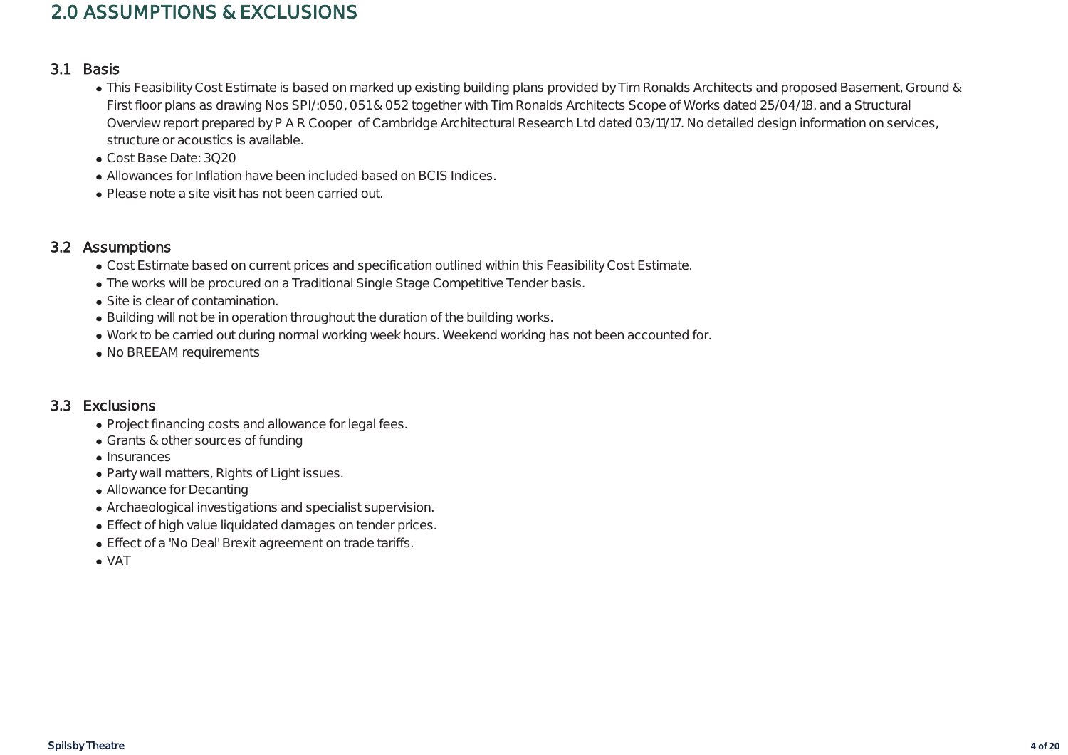# 2.0 ASSUMPTIONS & EXCLUSIONS

## 3.1 Basis

- This Feasibility Cost Estimate is based on marked up existing building plans provided by Tim Ronalds Architects and proposed Basement, Ground & First floor plans as drawing Nos SPI/:050, 051 & 052 together with Tim Ronalds Architects Scope of Works dated 25/04/18. and a Structural Overview report prepared by P A R Cooper of Cambridge Architectural Research Ltd dated 03/11/17. No detailed design information on services, structure or acoustics is available.
- Cost Base Date: 3Q20
- Allowances for Inflation have been included based on BCIS Indices.
- Please note a site visit has not been carried out.

## 3.2 Assumptions

- Cost Estimate based on current prices and specification outlined within this Feasibility Cost Estimate.
- The works will be procured on a Traditional Single Stage Competitive Tender basis.
- Site is clear of contamination.
- Building will not be in operation throughout the duration of the building works.
- Work to be carried out during normal working week hours. Weekend working has not been accounted for.
- No BREEAM requirements

## 3.3 Exclusions

- Project financing costs and allowance for legal fees.
- Grants & other sources of funding
- Insurances
- Party wall matters, Rights of Light issues.
- Allowance for Decanting
- Archaeological investigations and specialist supervision.
- Effect of high value liquidated damages on tender prices.
- Effect of a 'No Deal' Brexit agreement on trade tariffs.
- VAT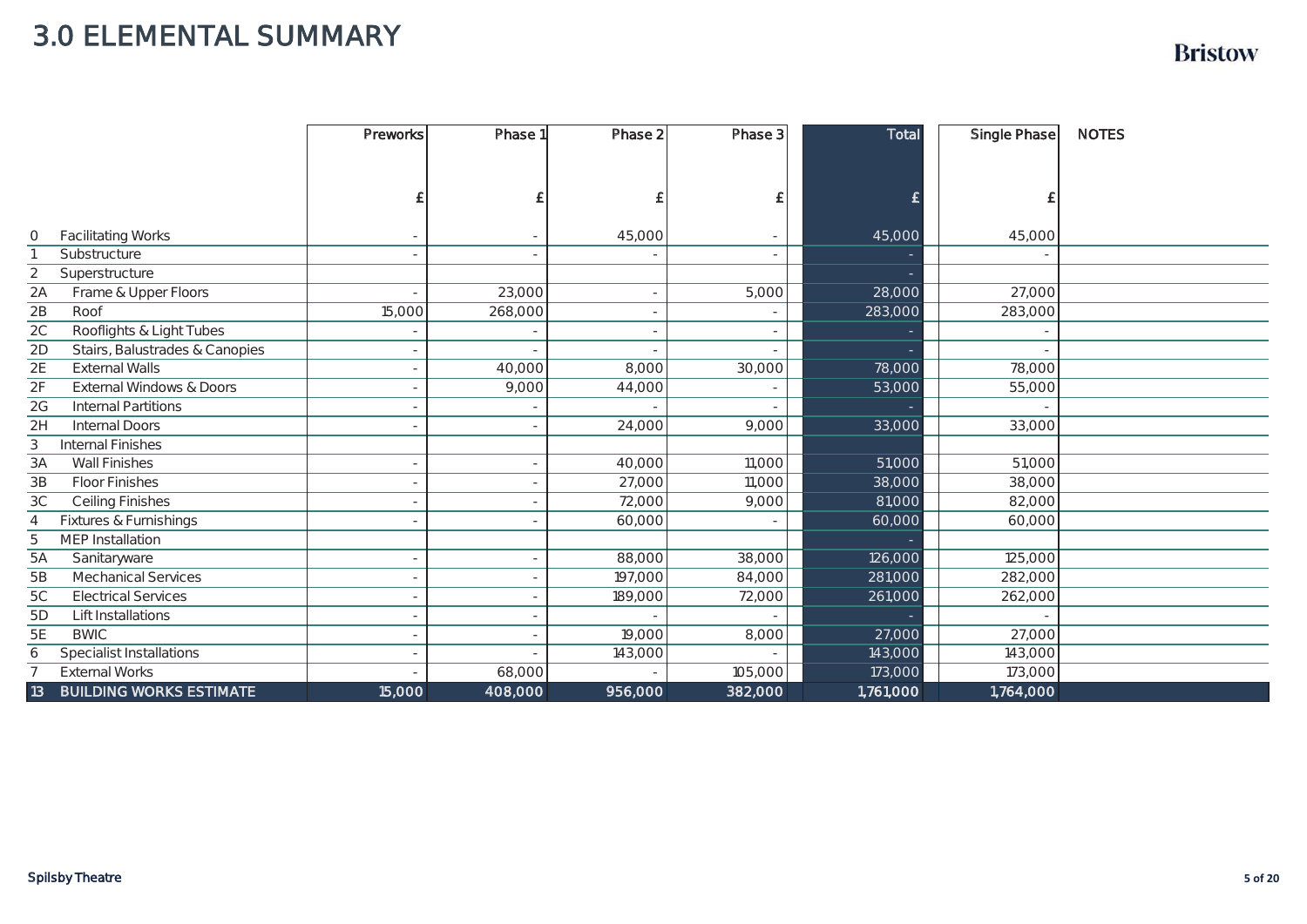# 3.0 ELEMENTAL SUMMARY

| | | Preworks | Phase 1 | Phase 2 | Phase 3 | Total | Single Phase | NOTES |
|---|---|---|---|---|---|---|---|---|
| | | £ | £ | £ | £ | £ | £ | |
| 0 | Facilitating Works | - | - | 45,000 | - | 45,000 | 45,000 | |
| 1 | Substructure | - | - | - | - | - | - | |
| 2 | Superstructure | | | | | - | | |
| 2A | Frame & Upper Floors | - | 23,000 | - | 5,000 | 28,000 | 27,000 | |
| 2B | Roof | 15,000 | 268,000 | - | - | 283,000 | 283,000 | |
| 2C | Rooflights & Light Tubes | - | - | - | - | - | - | |
| 2D | Stairs, Balustrades & Canopies | - | - | - | - | - | - | |
| 2E | External Walls | - | 40,000 | 8,000 | 30,000 | 78,000 | 78,000 | |
| 2F | External Windows & Doors | - | 9,000 | 44,000 | - | 53,000 | 55,000 | |
| 2G | Internal Partitions | - | - | - | - | - | - | |
| 2H | Internal Doors | - | - | 24,000 | 9,000 | 33,000 | 33,000 | |
| 3 | Internal Finishes | | | | | | | |
| 3A | Wall Finishes | - | - | 40,000 | 11,000 | 51,000 | 51,000 | |
| 3B | Floor Finishes | - | - | 27,000 | 11,000 | 38,000 | 38,000 | |
| 3C | Ceiling Finishes | - | - | 72,000 | 9,000 | 81,000 | 82,000 | |
| 4 | Fixtures & Furnishings | - | - | 60,000 | - | 60,000 | 60,000 | |
| 5 | MEP Installation | | | | | - | | |
| 5A | Sanitaryware | - | - | 88,000 | 38,000 | 126,000 | 125,000 | |
| 5B | Mechanical Services | - | - | 197,000 | 84,000 | 281,000 | 282,000 | |
| 5C | Electrical Services | - | - | 189,000 | 72,000 | 261,000 | 262,000 | |
| 5D | Lift Installations | - | - | - | - | - | - | |
| 5E | BWIC | - | - | 19,000 | 8,000 | 27,000 | 27,000 | |
| 6 | Specialist Installations | - | - | 143,000 | - | 143,000 | 143,000 | |
| 7 | External Works | - | 68,000 | - | 105,000 | 173,000 | 173,000 | |
| 13 | **BUILDING WORKS ESTIMATE** | **15,000** | **408,000** | **956,000** | **382,000** | **1,761,000** | **1,764,000** | |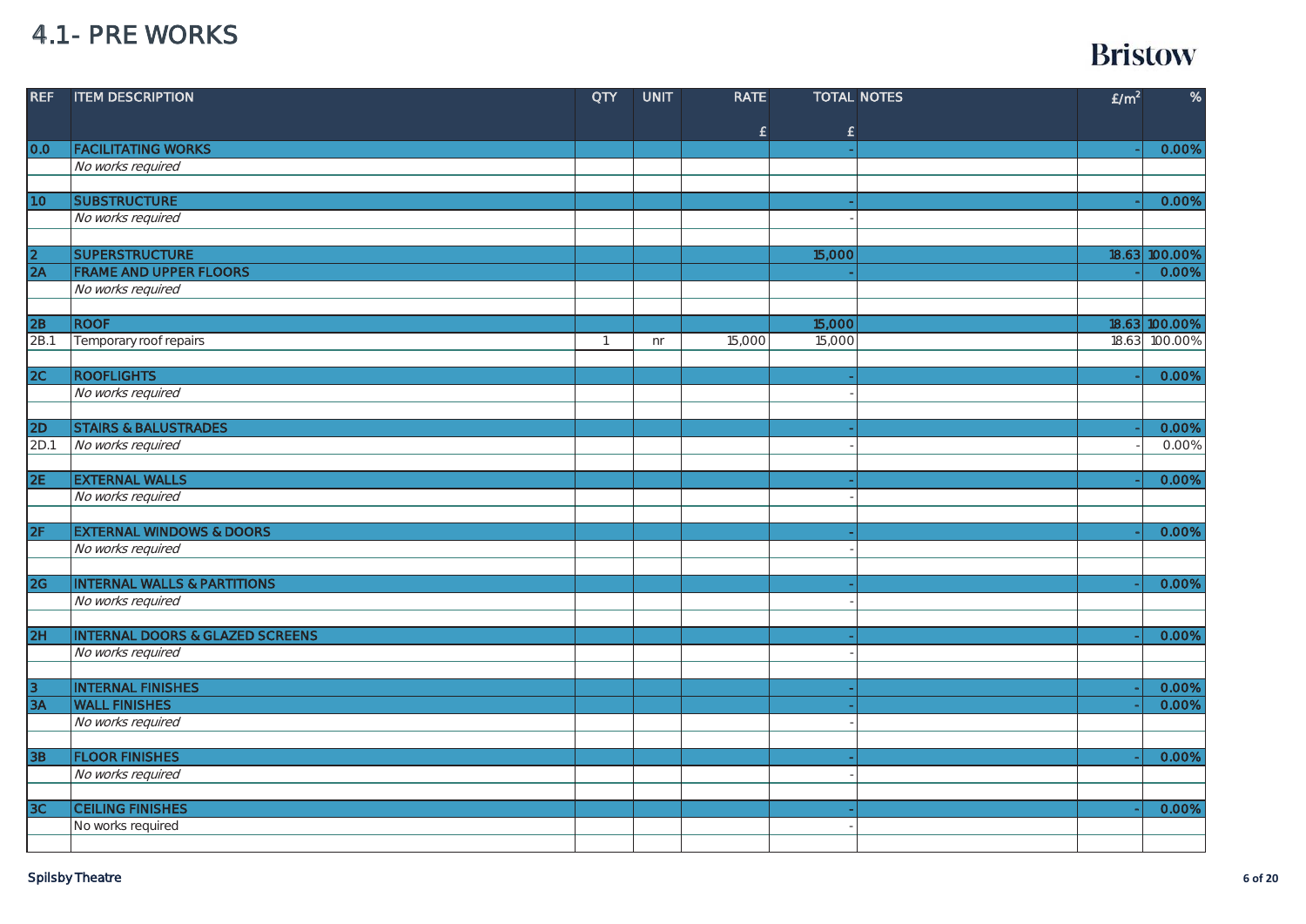# 4.1- PRE WORKS

Bristow

| REF | ITEM DESCRIPTION | QTY | UNIT | RATE £ | TOTAL £ | NOTES | £/m² | % |
|---|---|---|---|---|---|---|---|---|
| **0.0** | **FACILITATING WORKS** | | | | - | | - | **0.00%** |
| | *No works required* | | | | | | | |
| | | | | | | | | |
| **1.0** | **SUBSTRUCTURE** | | | | - | | - | **0.00%** |
| | *No works required* | | | | - | | | |
| | | | | | | | | |
| **2** | **SUPERSTRUCTURE** | | | | **15,000** | | **18.63** | **100.00%** |
| **2A** | **FRAME AND UPPER FLOORS** | | | | - | | - | **0.00%** |
| | *No works required* | | | | | | | |
| | | | | | | | | |
| **2B** | **ROOF** | | | | **15,000** | | **18.63** | **100.00%** |
| 2B.1 | Temporary roof repairs | 1 | nr | 15,000 | 15,000 | | 18.63 | 100.00% |
| | | | | | | | | |
| **2C** | **ROOFLIGHTS** | | | | - | | - | **0.00%** |
| | *No works required* | | | | - | | | |
| | | | | | | | | |
| **2D** | **STAIRS & BALUSTRADES** | | | | - | | - | **0.00%** |
| 2D.1 | *No works required* | | | | - | | - | 0.00% |
| | | | | | | | | |
| **2E** | **EXTERNAL WALLS** | | | | - | | - | **0.00%** |
| | *No works required* | | | | - | | | |
| | | | | | | | | |
| **2F** | **EXTERNAL WINDOWS & DOORS** | | | | - | | - | **0.00%** |
| | *No works required* | | | | - | | | |
| | | | | | | | | |
| **2G** | **INTERNAL WALLS & PARTITIONS** | | | | - | | - | **0.00%** |
| | *No works required* | | | | - | | | |
| | | | | | | | | |
| **2H** | **INTERNAL DOORS & GLAZED SCREENS** | | | | - | | - | **0.00%** |
| | *No works required* | | | | - | | | |
| | | | | | | | | |
| **3** | **INTERNAL FINISHES** | | | | - | | - | **0.00%** |
| **3A** | **WALL FINISHES** | | | | - | | - | **0.00%** |
| | *No works required* | | | | - | | | |
| | | | | | | | | |
| **3B** | **FLOOR FINISHES** | | | | - | | - | **0.00%** |
| | *No works required* | | | | - | | | |
| | | | | | | | | |
| **3C** | **CEILING FINISHES** | | | | - | | - | **0.00%** |
| | No works required | | | | - | | | |
| | | | | | | | | |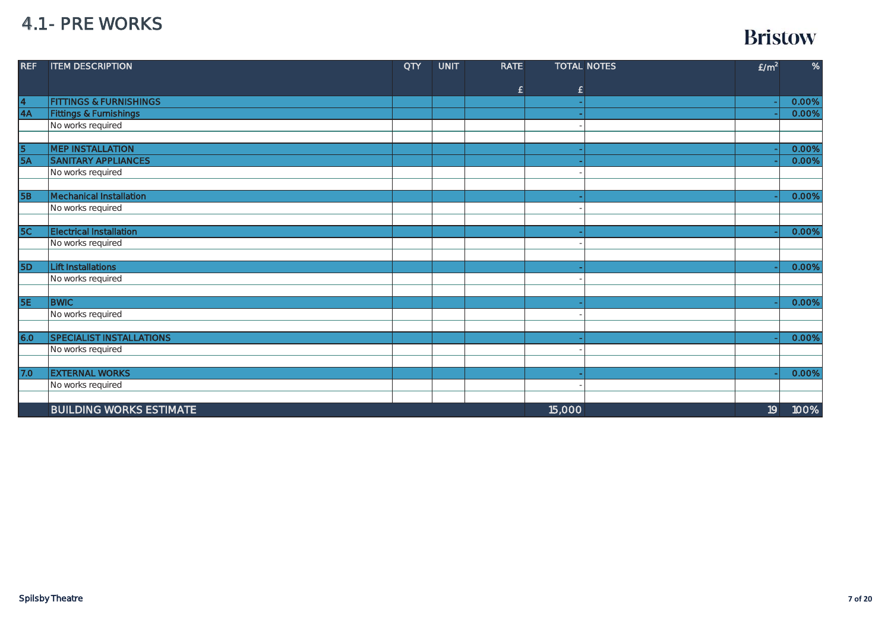# 4.1- PRE WORKS

Bristow

| REF | ITEM DESCRIPTION | QTY | UNIT | RATE £ | TOTAL £ | NOTES | £/m² | % |
|---|---|---|---|---|---|---|---|---|
| 4 | FITTINGS & FURNISHINGS | | | | - | | - | 0.00% |
| 4A | Fittings & Furnishings | | | | - | | - | 0.00% |
| | No works required | | | | - | | | |
| | | | | | | | | |
| 5 | MEP INSTALLATION | | | | - | | - | 0.00% |
| 5A | SANITARY APPLIANCES | | | | - | | - | 0.00% |
| | No works required | | | | - | | | |
| | | | | | | | | |
| 5B | Mechanical Installation | | | | - | | - | 0.00% |
| | No works required | | | | - | | | |
| | | | | | | | | |
| 5C | Electrical Installation | | | | - | | - | 0.00% |
| | No works required | | | | - | | | |
| | | | | | | | | |
| 5D | Lift Installations | | | | - | | - | 0.00% |
| | No works required | | | | - | | | |
| | | | | | | | | |
| 5E | BWIC | | | | - | | - | 0.00% |
| | No works required | | | | - | | | |
| | | | | | | | | |
| 6.0 | SPECIALIST INSTALLATIONS | | | | - | | - | 0.00% |
| | No works required | | | | - | | | |
| | | | | | | | | |
| 7.0 | EXTERNAL WORKS | | | | - | | - | 0.00% |
| | No works required | | | | - | | | |
| | | | | | | | | |
| | BUILDING WORKS ESTIMATE | | | | 15,000 | | 19 | 100% |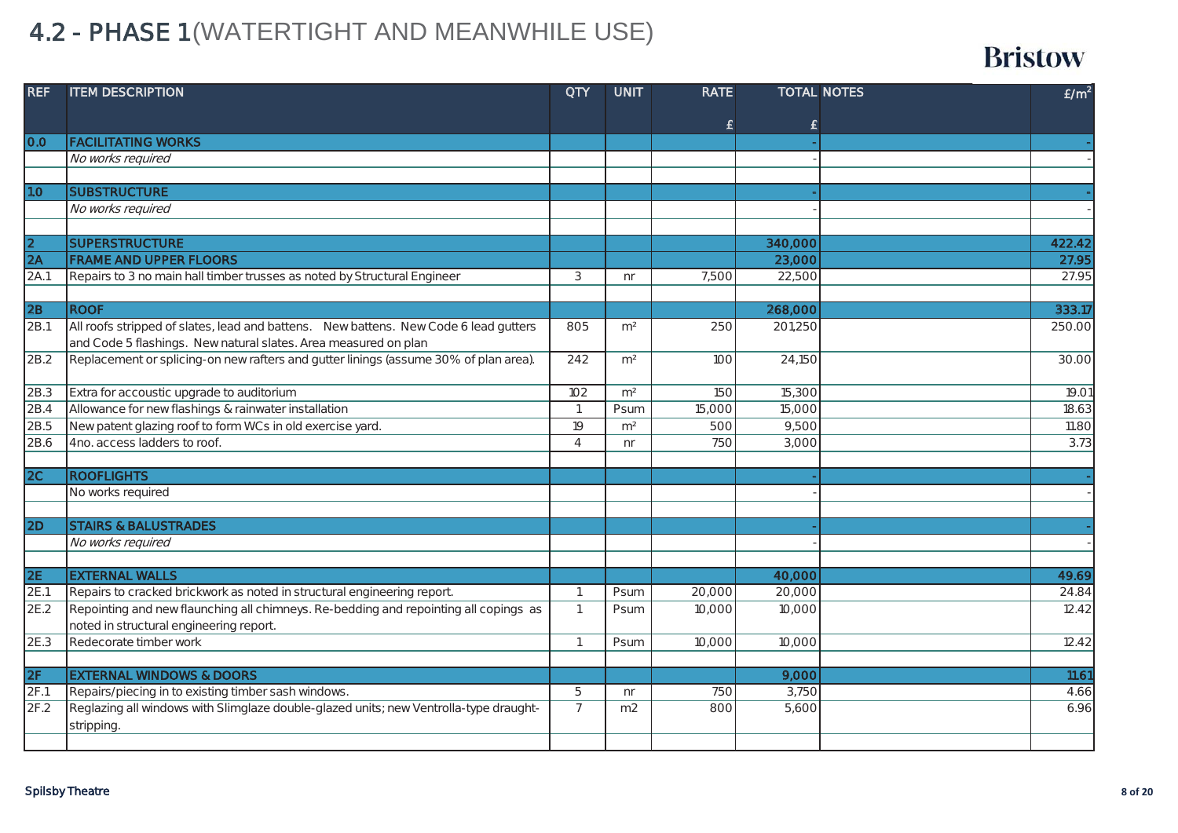# 4.2 - PHASE 1 (WATERTIGHT AND MEANWHILE USE)

Bristow

| REF | ITEM DESCRIPTION | QTY | UNIT | RATE £ | TOTAL £ | NOTES | £/m² |
|---|---|---|---|---|---|---|---|
| **0.0** | **FACILITATING WORKS** | | | | - | | - |
| | *No works required* | | | | - | | - |
| | | | | | | | |
| **1.0** | **SUBSTRUCTURE** | | | | - | | - |
| | *No works required* | | | | - | | - |
| | | | | | | | |
| **2** | **SUPERSTRUCTURE** | | | | **340,000** | | **422.42** |
| **2A** | **FRAME AND UPPER FLOORS** | | | | **23,000** | | **27.95** |
| 2A.1 | Repairs to 3 no main hall timber trusses as noted by Structural Engineer | 3 | nr | 7,500 | 22,500 | | 27.95 |
| | | | | | | | |
| **2B** | **ROOF** | | | | **268,000** | | **333.17** |
| 2B.1 | All roofs stripped of slates, lead and battens. New battens. New Code 6 lead gutters and Code 5 flashings. New natural slates. Area measured on plan | 805 | m² | 250 | 201,250 | | 250.00 |
| 2B.2 | Replacement or splicing-on new rafters and gutter linings (assume 30% of plan area). | 242 | m² | 100 | 24,150 | | 30.00 |
| 2B.3 | Extra for accoustic upgrade to auditorium | 102 | m² | 150 | 15,300 | | 19.01 |
| 2B.4 | Allowance for new flashings & rainwater installation | 1 | Psum | 15,000 | 15,000 | | 18.63 |
| 2B.5 | New patent glazing roof to form WCs in old exercise yard. | 19 | m² | 500 | 9,500 | | 11.80 |
| 2B.6 | 4no. access ladders to roof. | 4 | nr | 750 | 3,000 | | 3.73 |
| | | | | | | | |
| **2C** | **ROOFLIGHTS** | | | | - | | - |
| | No works required | | | | - | | - |
| | | | | | | | |
| **2D** | **STAIRS & BALUSTRADES** | | | | - | | - |
| | *No works required* | | | | - | | - |
| | | | | | | | |
| **2E** | **EXTERNAL WALLS** | | | | **40,000** | | **49.69** |
| 2E.1 | Repairs to cracked brickwork as noted in structural engineering report. | 1 | Psum | 20,000 | 20,000 | | 24.84 |
| 2E.2 | Repointing and new flaunching all chimneys. Re-bedding and repointing all copings as noted in structural engineering report. | 1 | Psum | 10,000 | 10,000 | | 12.42 |
| 2E.3 | Redecorate timber work | 1 | Psum | 10,000 | 10,000 | | 12.42 |
| | | | | | | | |
| **2F** | **EXTERNAL WINDOWS & DOORS** | | | | **9,000** | | **11.61** |
| 2F.1 | Repairs/piecing in to existing timber sash windows. | 5 | nr | 750 | 3,750 | | 4.66 |
| 2F.2 | Reglazing all windows with Slimglaze double-glazed units; new Ventrolla-type draught-stripping. | 7 | m2 | 800 | 5,600 | | 6.96 |
| | | | | | | | |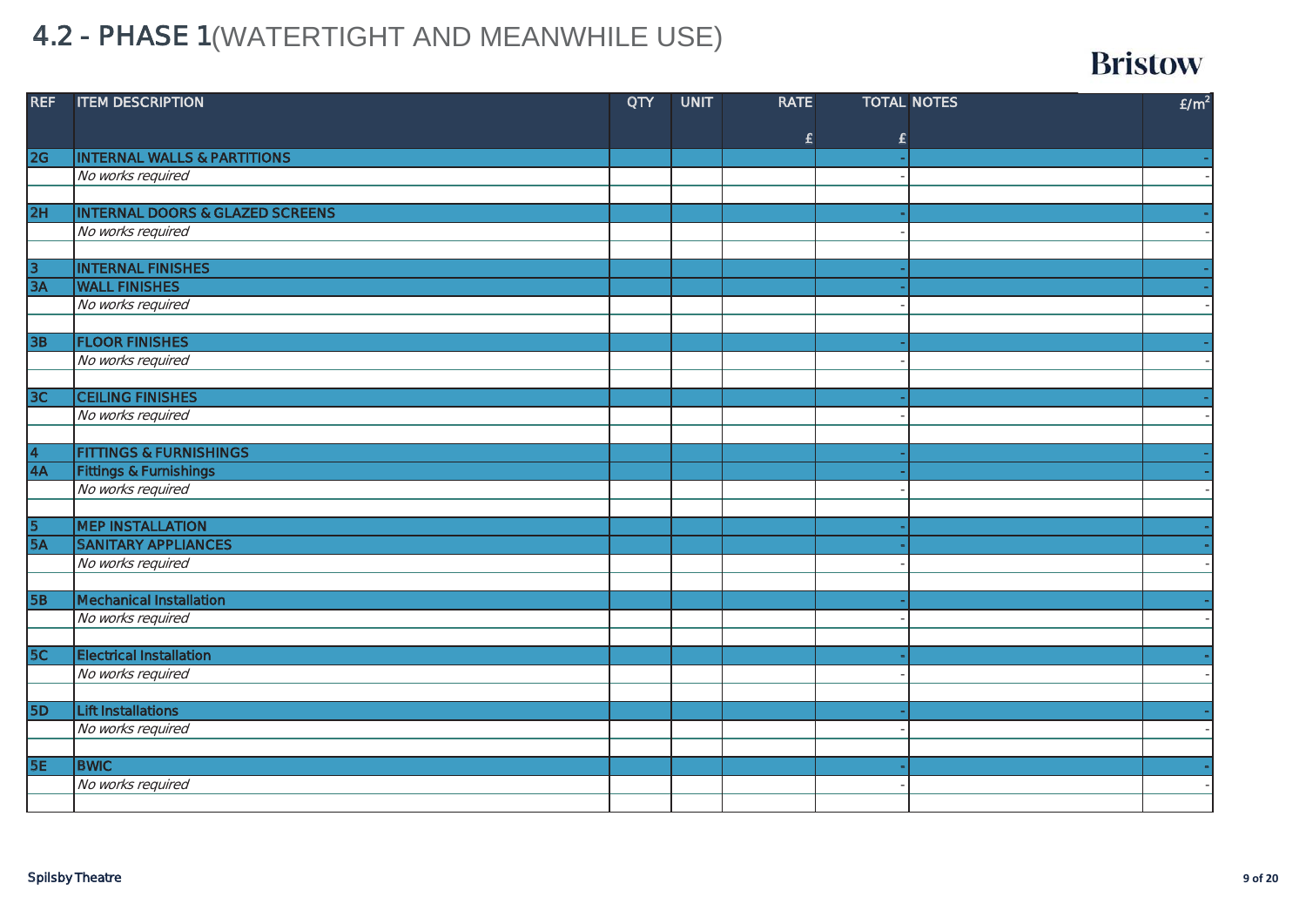# 4.2 - PHASE 1 (WATERTIGHT AND MEANWHILE USE)

Bristow

| REF | ITEM DESCRIPTION | QTY | UNIT | RATE<br>£ | TOTAL<br>£ | NOTES | £/m$^2$ |
|---|---|---|---|---|---|---|---|
| 2G | INTERNAL WALLS & PARTITIONS | | | | - | | - |
| | *No works required* | | | | - | | - |
| | | | | | | | |
| 2H | INTERNAL DOORS & GLAZED SCREENS | | | | - | | - |
| | *No works required* | | | | - | | - |
| | | | | | | | |
| 3 | INTERNAL FINISHES | | | | - | | - |
| 3A | WALL FINISHES | | | | - | | - |
| | *No works required* | | | | - | | - |
| | | | | | | | |
| 3B | FLOOR FINISHES | | | | - | | - |
| | *No works required* | | | | - | | - |
| | | | | | | | |
| 3C | CEILING FINISHES | | | | - | | - |
| | *No works required* | | | | - | | - |
| | | | | | | | |
| 4 | FITTINGS & FURNISHINGS | | | | - | | - |
| 4A | Fittings & Furnishings | | | | - | | - |
| | *No works required* | | | | - | | - |
| | | | | | | | |
| 5 | MEP INSTALLATION | | | | - | | - |
| 5A | SANITARY APPLIANCES | | | | - | | - |
| | *No works required* | | | | - | | - |
| | | | | | | | |
| 5B | Mechanical Installation | | | | - | | - |
| | *No works required* | | | | - | | - |
| | | | | | | | |
| 5C | Electrical Installation | | | | - | | - |
| | *No works required* | | | | - | | - |
| | | | | | | | |
| 5D | Lift Installations | | | | - | | - |
| | *No works required* | | | | - | | - |
| | | | | | | | |
| 5E | BWIC | | | | - | | - |
| | *No works required* | | | | - | | - |
| | | | | | | | |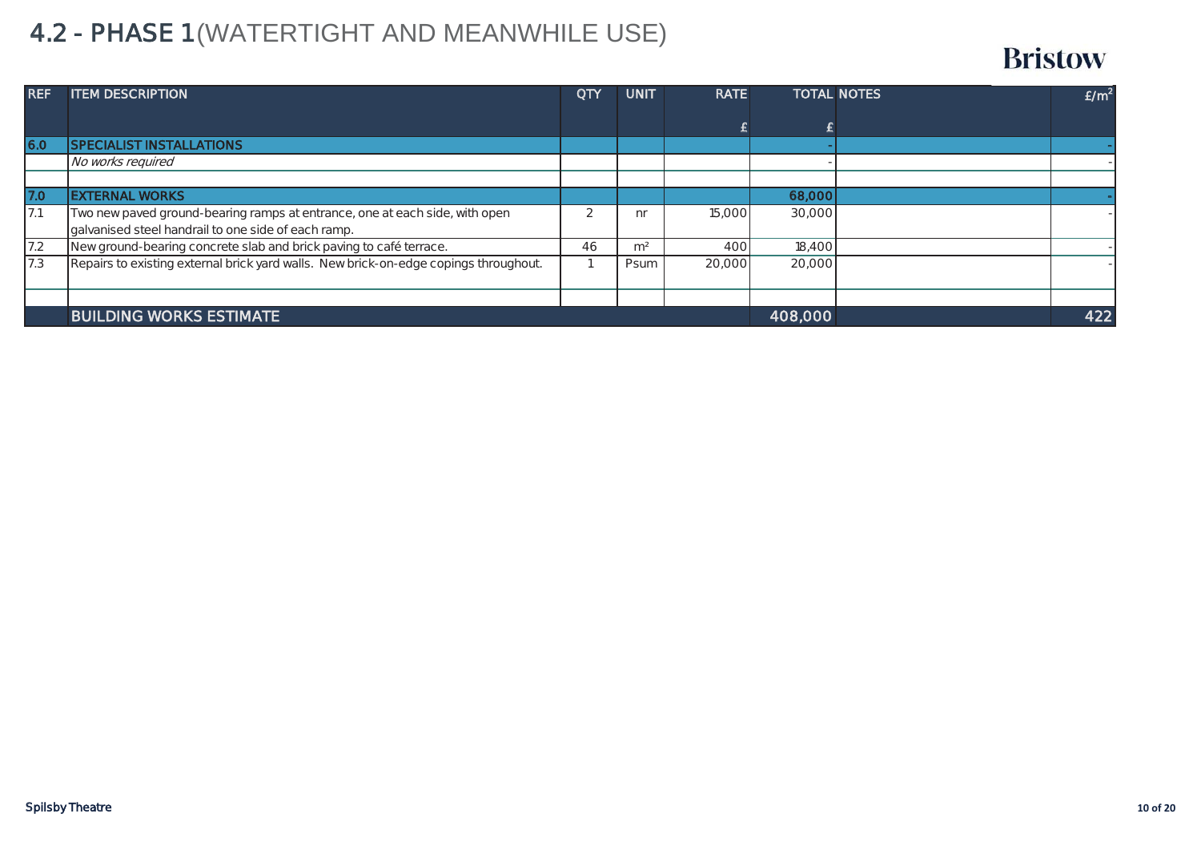# 4.2 - PHASE 1 (WATERTIGHT AND MEANWHILE USE)

Bristow

| REF | ITEM DESCRIPTION | QTY | UNIT | RATE £ | TOTAL £ | NOTES | £/m² |
|---|---|---|---|---|---|---|---|
| **6.0** | **SPECIALIST INSTALLATIONS** | | | | - | | - |
| | *No works required* | | | | - | | - |
| | | | | | | | |
| **7.0** | **EXTERNAL WORKS** | | | | **68,000** | | - |
| 7.1 | Two new paved ground-bearing ramps at entrance, one at each side, with open galvanised steel handrail to one side of each ramp. | 2 | nr | 15,000 | 30,000 | | - |
| 7.2 | New ground-bearing concrete slab and brick paving to café terrace. | 46 | m² | 400 | 18,400 | | - |
| 7.3 | Repairs to existing external brick yard walls. New brick-on-edge copings throughout. | 1 | Psum | 20,000 | 20,000 | | - |
| | | | | | | | |
| | **BUILDING WORKS ESTIMATE** | | | | **408,000** | | **422** |

Spilsby Theatre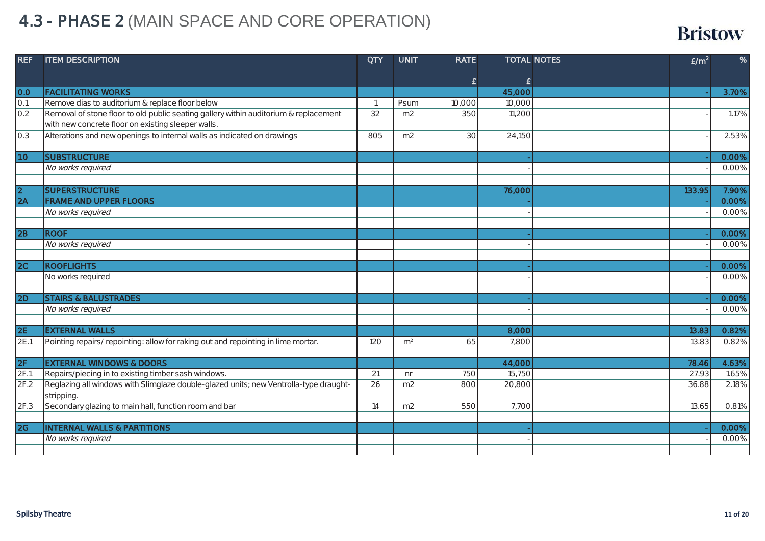# 4.3 - PHASE 2 (MAIN SPACE AND CORE OPERATION)

Bristow

| REF | ITEM DESCRIPTION | QTY | UNIT | RATE £ | TOTAL £ | NOTES | £/m² | % |
|---|---|---|---|---|---|---|---|---|
| 0.0 | **FACILITATING WORKS** | | | | **45,000** | | - | **3.70%** |
| 0.1 | Remove dias to auditorium & replace floor below | 1 | Psum | 10,000 | 10,000 | | | |
| 0.2 | Removal of stone floor to old public seating gallery within auditorium & replacement with new concrete floor on existing sleeper walls. | 32 | m2 | 350 | 11,200 | | - | 1.17% |
| 0.3 | Alterations and new openings to internal walls as indicated on drawings | 805 | m2 | 30 | 24,150 | | - | 2.53% |
| | | | | | | | | |
| 1.0 | **SUBSTRUCTURE** | | | | - | | - | **0.00%** |
| | *No works required* | | | | - | | - | 0.00% |
| | | | | | | | | |
| 2 | **SUPERSTRUCTURE** | | | | **76,000** | | **133.95** | **7.90%** |
| 2A | **FRAME AND UPPER FLOORS** | | | | - | | - | **0.00%** |
| | *No works required* | | | | - | | - | 0.00% |
| | | | | | | | | |
| 2B | **ROOF** | | | | - | | - | **0.00%** |
| | *No works required* | | | | - | | - | 0.00% |
| | | | | | | | | |
| 2C | **ROOFLIGHTS** | | | | - | | - | **0.00%** |
| | No works required | | | | - | | - | 0.00% |
| | | | | | | | | |
| 2D | **STAIRS & BALUSTRADES** | | | | - | | - | **0.00%** |
| | *No works required* | | | | - | | - | 0.00% |
| | | | | | | | | |
| 2E | **EXTERNAL WALLS** | | | | **8,000** | | **13.83** | **0.82%** |
| 2E.1 | Pointing repairs/ repointing: allow for raking out and repointing in lime mortar. | 120 | m² | 65 | 7,800 | | 13.83 | 0.82% |
| | | | | | | | | |
| 2F | **EXTERNAL WINDOWS & DOORS** | | | | **44,000** | | **78.46** | **4.63%** |
| 2F.1 | Repairs/piecing in to existing timber sash windows. | 21 | nr | 750 | 15,750 | | 27.93 | 1.65% |
| 2F.2 | Reglazing all windows with Slimglaze double-glazed units; new Ventrolla-type draught-stripping. | 26 | m2 | 800 | 20,800 | | 36.88 | 2.18% |
| 2F.3 | Secondary glazing to main hall, function room and bar | 14 | m2 | 550 | 7,700 | | 13.65 | 0.81% |
| | | | | | | | | |
| 2G | **INTERNAL WALLS & PARTITIONS** | | | | - | | - | **0.00%** |
| | *No works required* | | | | - | | - | 0.00% |
| | | | | | | | | |

Spilsby Theatre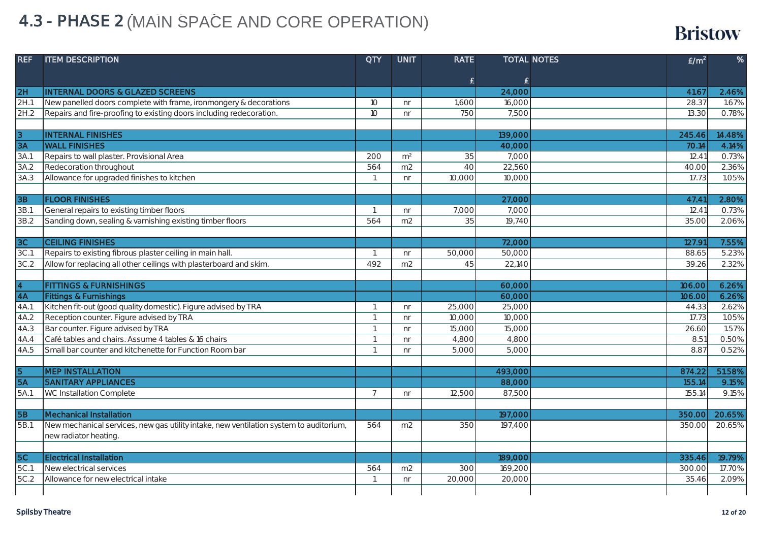# 4.3 - PHASE 2 (MAIN SPACE AND CORE OPERATION)

Bristow

| REF | ITEM DESCRIPTION | QTY | UNIT | RATE £ | TOTAL £ | NOTES | £/m² | % |
|---|---|---|---|---|---|---|---|---|
| 2H | **INTERNAL DOORS & GLAZED SCREENS** | | | | **24,000** | | **41.67** | **2.46%** |
| 2H.1 | New panelled doors complete with frame, ironmongery & decorations | 10 | nr | 1,600 | 16,000 | | 28.37 | 1.67% |
| 2H.2 | Repairs and fire-proofing to existing doors including redecoration. | 10 | nr | 750 | 7,500 | | 13.30 | 0.78% |
| | | | | | | | | |
| 3 | **INTERNAL FINISHES** | | | | **139,000** | | **245.46** | **14.48%** |
| 3A | **WALL FINISHES** | | | | **40,000** | | **70.14** | **4.14%** |
| 3A.1 | Repairs to wall plaster. Provisional Area | 200 | m² | 35 | 7,000 | | 12.41 | 0.73% |
| 3A.2 | Redecoration throughout | 564 | m2 | 40 | 22,560 | | 40.00 | 2.36% |
| 3A.3 | Allowance for upgraded finishes to kitchen | 1 | nr | 10,000 | 10,000 | | 17.73 | 1.05% |
| | | | | | | | | |
| 3B | **FLOOR FINISHES** | | | | **27,000** | | **47.41** | **2.80%** |
| 3B.1 | General repairs to existing timber floors | 1 | nr | 7,000 | 7,000 | | 12.41 | 0.73% |
| 3B.2 | Sanding down, sealing & varnishing existing timber floors | 564 | m2 | 35 | 19,740 | | 35.00 | 2.06% |
| | | | | | | | | |
| 3C | **CEILING FINISHES** | | | | **72,000** | | **127.91** | **7.55%** |
| 3C.1 | Repairs to existing fibrous plaster ceiling in main hall. | 1 | nr | 50,000 | 50,000 | | 88.65 | 5.23% |
| 3C.2 | Allow for replacing all other ceilings with plasterboard and skim. | 492 | m2 | 45 | 22,140 | | 39.26 | 2.32% |
| | | | | | | | | |
| 4 | **FITTINGS & FURNISHINGS** | | | | **60,000** | | **106.00** | **6.26%** |
| 4A | **Fittings & Furnishings** | | | | **60,000** | | **106.00** | **6.26%** |
| 4A.1 | Kitchen fit-out (good quality domestic). Figure advised by TRA | 1 | nr | 25,000 | 25,000 | | 44.33 | 2.62% |
| 4A.2 | Reception counter. Figure advised by TRA | 1 | nr | 10,000 | 10,000 | | 17.73 | 1.05% |
| 4A.3 | Bar counter. Figure advised by TRA | 1 | nr | 15,000 | 15,000 | | 26.60 | 1.57% |
| 4A.4 | Café tables and chairs. Assume 4 tables & 16 chairs | 1 | nr | 4,800 | 4,800 | | 8.51 | 0.50% |
| 4A.5 | Small bar counter and kitchenette for Function Room bar | 1 | nr | 5,000 | 5,000 | | 8.87 | 0.52% |
| | | | | | | | | |
| 5 | **MEP INSTALLATION** | | | | **493,000** | | **874.22** | **51.58%** |
| 5A | **SANITARY APPLIANCES** | | | | **88,000** | | **155.14** | **9.15%** |
| 5A.1 | WC Installation Complete | 7 | nr | 12,500 | 87,500 | | 155.14 | 9.15% |
| | | | | | | | | |
| 5B | **Mechanical Installation** | | | | **197,000** | | **350.00** | **20.65%** |
| 5B.1 | New mechanical services, new gas utility intake, new ventilation system to auditorium, new radiator heating. | 564 | m2 | 350 | 197,400 | | 350.00 | 20.65% |
| | | | | | | | | |
| 5C | **Electrical Installation** | | | | **189,000** | | **335.46** | **19.79%** |
| 5C.1 | New electrical services | 564 | m2 | 300 | 169,200 | | 300.00 | 17.70% |
| 5C.2 | Allowance for new electrical intake | 1 | nr | 20,000 | 20,000 | | 35.46 | 2.09% |

Spilsby Theatre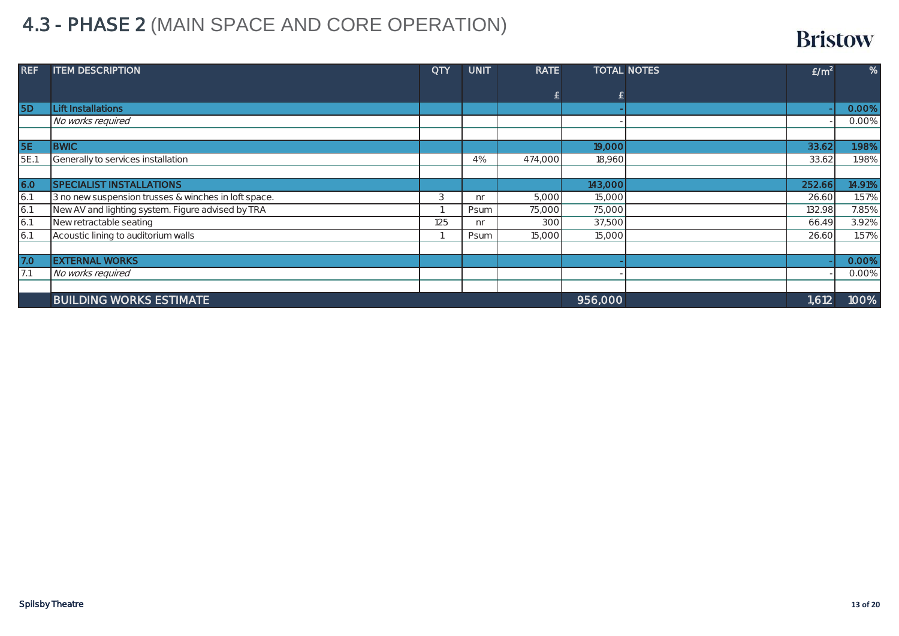# 4.3 - PHASE 2 (MAIN SPACE AND CORE OPERATION)

Bristow

| REF | ITEM DESCRIPTION | QTY | UNIT | RATE £ | TOTAL £ | NOTES | £/m$^2$ | % |
|---|---|---|---|---|---|---|---|---|
| **5D** | **Lift Installations** | | | | - | | - | **0.00%** |
| | *No works required* | | | | - | | - | 0.00% |
| | | | | | | | | |
| **5E** | **BWIC** | | | | **19,000** | | **33.62** | **1.98%** |
| 5E.1 | Generally to services installation | | 4% | 474,000 | 18,960 | | 33.62 | 1.98% |
| | | | | | | | | |
| **6.0** | **SPECIALIST INSTALLATIONS** | | | | **143,000** | | **252.66** | **14.91%** |
| 6.1 | 3 no new suspension trusses & winches in loft space. | 3 | nr | 5,000 | 15,000 | | 26.60 | 1.57% |
| 6.1 | New AV and lighting system. Figure advised by TRA | 1 | Psum | 75,000 | 75,000 | | 132.98 | 7.85% |
| 6.1 | New retractable seating | 125 | nr | 300 | 37,500 | | 66.49 | 3.92% |
| 6.1 | Acoustic lining to auditorium walls | 1 | Psum | 15,000 | 15,000 | | 26.60 | 1.57% |
| | | | | | | | | |
| **7.0** | **EXTERNAL WORKS** | | | | - | | - | **0.00%** |
| 7.1 | *No works required* | | | | - | | - | 0.00% |
| | | | | | | | | |
| | **BUILDING WORKS ESTIMATE** | | | | **956,000** | | **1,612** | **100%** |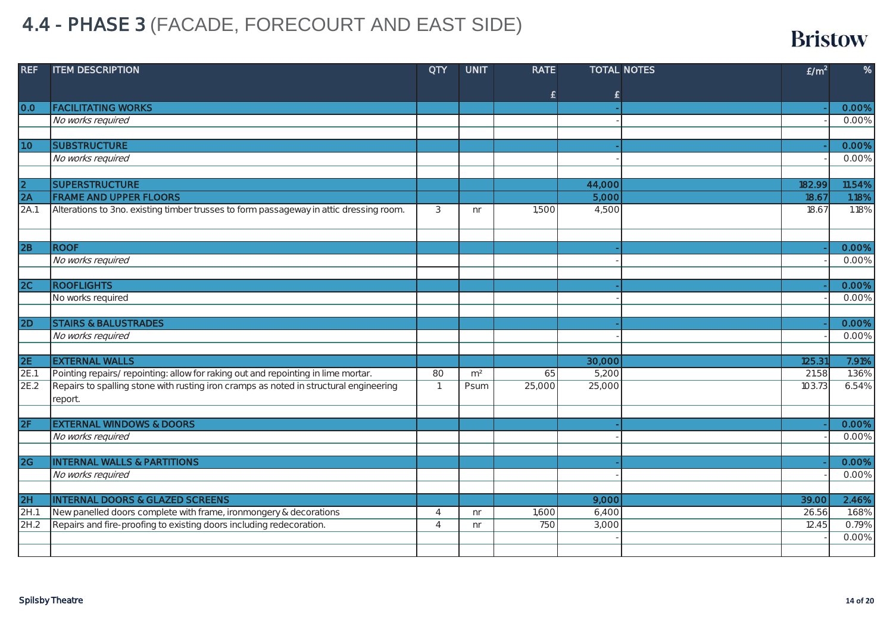# 4.4 - PHASE 3 (FACADE, FORECOURT AND EAST SIDE)

Bristow

| REF | ITEM DESCRIPTION | QTY | UNIT | RATE £ | TOTAL £ | NOTES | £/m² | % |
|---|---|---|---|---|---|---|---|---|
| 0.0 | **FACILITATING WORKS** | | | | - | | - | **0.00%** |
| | *No works required* | | | | - | | - | 0.00% |
| | | | | | | | | |
| 1.0 | **SUBSTRUCTURE** | | | | - | | - | **0.00%** |
| | *No works required* | | | | - | | - | 0.00% |
| | | | | | | | | |
| 2 | **SUPERSTRUCTURE** | | | | **44,000** | | **182.99** | **11.54%** |
| 2A | **FRAME AND UPPER FLOORS** | | | | **5,000** | | **18.67** | **1.18%** |
| 2A.1 | Alterations to 3no. existing timber trusses to form passageway in attic dressing room. | 3 | nr | 1,500 | 4,500 | | 18.67 | 1.18% |
| | | | | | | | | |
| 2B | **ROOF** | | | | - | | - | **0.00%** |
| | *No works required* | | | | - | | - | 0.00% |
| | | | | | | | | |
| 2C | **ROOFLIGHTS** | | | | - | | - | **0.00%** |
| | No works required | | | | - | | - | 0.00% |
| | | | | | | | | |
| 2D | **STAIRS & BALUSTRADES** | | | | - | | - | **0.00%** |
| | *No works required* | | | | - | | - | 0.00% |
| | | | | | | | | |
| 2E | **EXTERNAL WALLS** | | | | **30,000** | | **125.31** | **7.91%** |
| 2E.1 | Pointing repairs/ repointing: allow for raking out and repointing in lime mortar. | 80 | m² | 65 | 5,200 | | 21.58 | 1.36% |
| 2E.2 | Repairs to spalling stone with rusting iron cramps as noted in structural engineering report. | 1 | Psum | 25,000 | 25,000 | | 103.73 | 6.54% |
| | | | | | | | | |
| 2F | **EXTERNAL WINDOWS & DOORS** | | | | - | | - | **0.00%** |
| | *No works required* | | | | - | | - | 0.00% |
| | | | | | | | | |
| 2G | **INTERNAL WALLS & PARTITIONS** | | | | - | | - | **0.00%** |
| | *No works required* | | | | - | | - | 0.00% |
| | | | | | | | | |
| 2H | **INTERNAL DOORS & GLAZED SCREENS** | | | | **9,000** | | **39.00** | **2.46%** |
| 2H.1 | New panelled doors complete with frame, ironmongery & decorations | 4 | nr | 1,600 | 6,400 | | 26.56 | 1.68% |
| 2H.2 | Repairs and fire-proofing to existing doors including redecoration. | 4 | nr | 750 | 3,000 | | 12.45 | 0.79% |
| | | | | | - | | - | 0.00% |
| | | | | | | | | |

Spilsby Theatre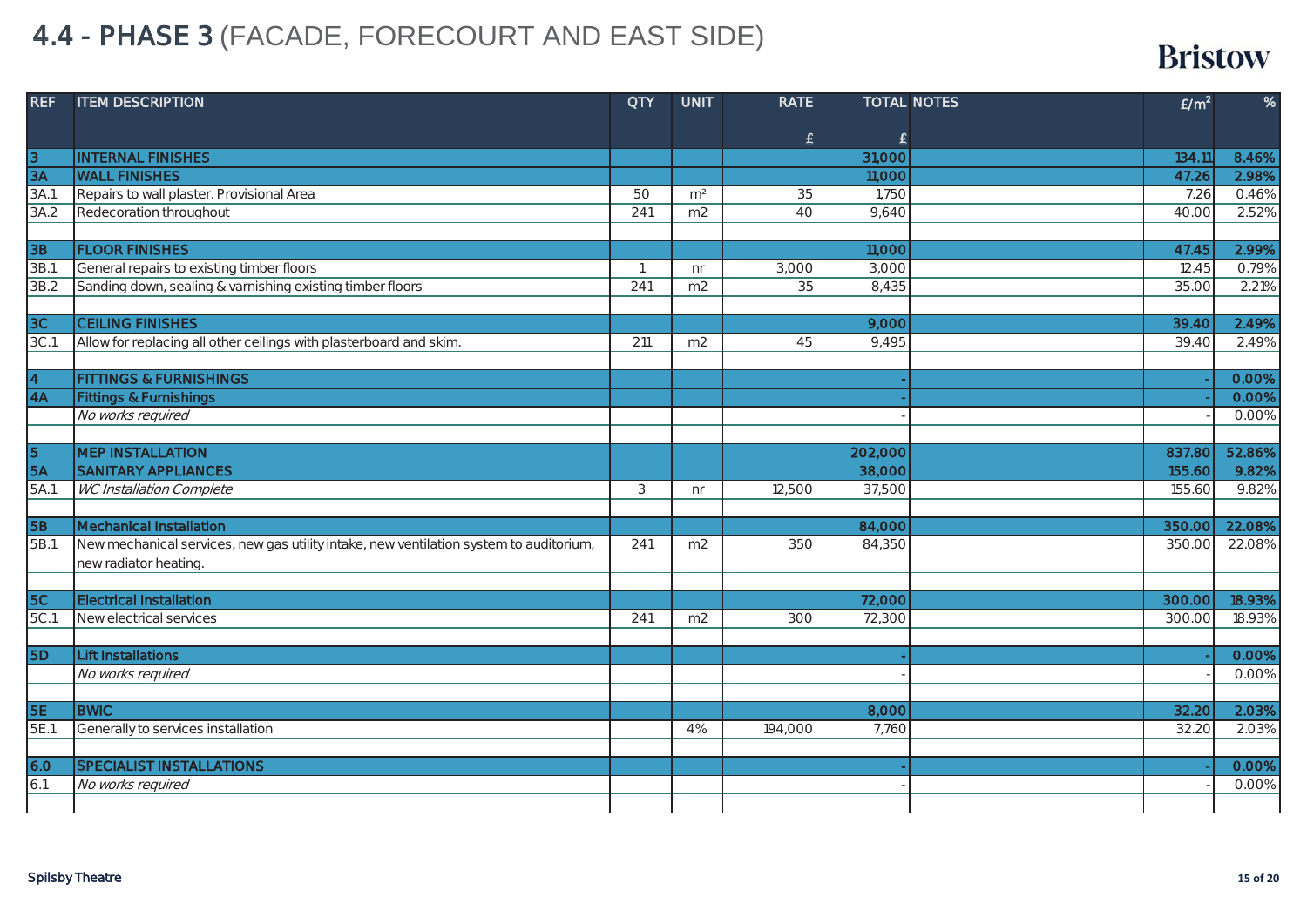# 4.4 - PHASE 3 (FACADE, FORECOURT AND EAST SIDE)

Bristow

| REF | ITEM DESCRIPTION | QTY | UNIT | RATE £ | TOTAL £ | NOTES | £/m² | % |
|---|---|---|---|---|---|---|---|---|
| 3 | **INTERNAL FINISHES** | | | | **31,000** | | **134.11** | **8.46%** |
| 3A | **WALL FINISHES** | | | | **11,000** | | **47.26** | **2.98%** |
| 3A.1 | Repairs to wall plaster. Provisional Area | 50 | m² | 35 | 1,750 | | 7.26 | 0.46% |
| 3A.2 | Redecoration throughout | 241 | m2 | 40 | 9,640 | | 40.00 | 2.52% |
| | | | | | | | | |
| 3B | **FLOOR FINISHES** | | | | **11,000** | | **47.45** | **2.99%** |
| 3B.1 | General repairs to existing timber floors | 1 | nr | 3,000 | 3,000 | | 12.45 | 0.79% |
| 3B.2 | Sanding down, sealing & varnishing existing timber floors | 241 | m2 | 35 | 8,435 | | 35.00 | 2.21% |
| | | | | | | | | |
| 3C | **CEILING FINISHES** | | | | **9,000** | | **39.40** | **2.49%** |
| 3C.1 | Allow for replacing all other ceilings with plasterboard and skim. | 211 | m2 | 45 | 9,495 | | 39.40 | 2.49% |
| | | | | | | | | |
| 4 | **FITTINGS & FURNISHINGS** | | | | **-** | | **-** | **0.00%** |
| 4A | **Fittings & Furnishings** | | | | **-** | | **-** | **0.00%** |
| | *No works required* | | | | - | | - | 0.00% |
| | | | | | | | | |
| 5 | **MEP INSTALLATION** | | | | **202,000** | | **837.80** | **52.86%** |
| 5A | **SANITARY APPLIANCES** | | | | **38,000** | | **155.60** | **9.82%** |
| 5A.1 | *WC Installation Complete* | 3 | nr | 12,500 | 37,500 | | 155.60 | 9.82% |
| | | | | | | | | |
| 5B | **Mechanical Installation** | | | | **84,000** | | **350.00** | **22.08%** |
| 5B.1 | New mechanical services, new gas utility intake, new ventilation system to auditorium, new radiator heating. | 241 | m2 | 350 | 84,350 | | 350.00 | 22.08% |
| | | | | | | | | |
| 5C | **Electrical Installation** | | | | **72,000** | | **300.00** | **18.93%** |
| 5C.1 | New electrical services | 241 | m2 | 300 | 72,300 | | 300.00 | 18.93% |
| | | | | | | | | |
| 5D | **Lift Installations** | | | | **-** | | **-** | **0.00%** |
| | *No works required* | | | | - | | - | 0.00% |
| | | | | | | | | |
| 5E | **BWIC** | | | | **8,000** | | **32.20** | **2.03%** |
| 5E.1 | Generally to services installation | | 4% | 194,000 | 7,760 | | 32.20 | 2.03% |
| | | | | | | | | |
| 6.0 | **SPECIALIST INSTALLATIONS** | | | | **-** | | **-** | **0.00%** |
| 6.1 | *No works required* | | | | - | | - | 0.00% |

Spilsby Theatre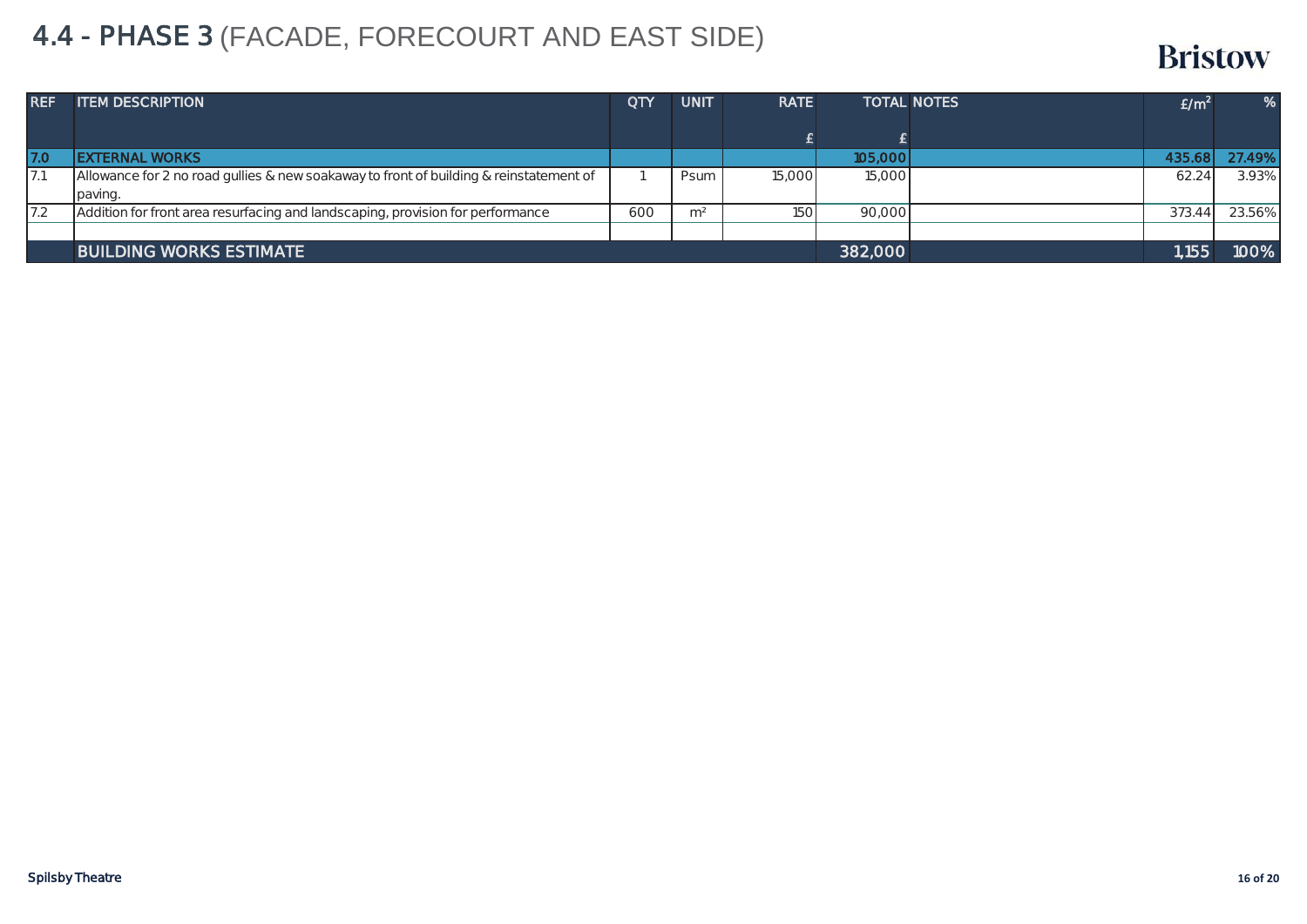# 4.4 - PHASE 3 (FACADE, FORECOURT AND EAST SIDE)

| REF | ITEM DESCRIPTION | QTY | UNIT | RATE | TOTAL | NOTES | £/m² | % |
|---|---|---|---|---|---|---|---|---|
| | | | | £ | £ | | | |
| **7.0** | **EXTERNAL WORKS** | | | | **105,000** | | **435.68** | **27.49%** |
| 7.1 | Allowance for 2 no road gullies & new soakaway to front of building & reinstatement of paving. | 1 | Psum | 15,000 | 15,000 | | 62.24 | 3.93% |
| 7.2 | Addition for front area resurfacing and landscaping, provision for performance | 600 | m² | 150 | 90,000 | | 373.44 | 23.56% |
| | | | | | | | | |
| | **BUILDING WORKS ESTIMATE** | | | | **382,000** | | **1,155** | **100%** |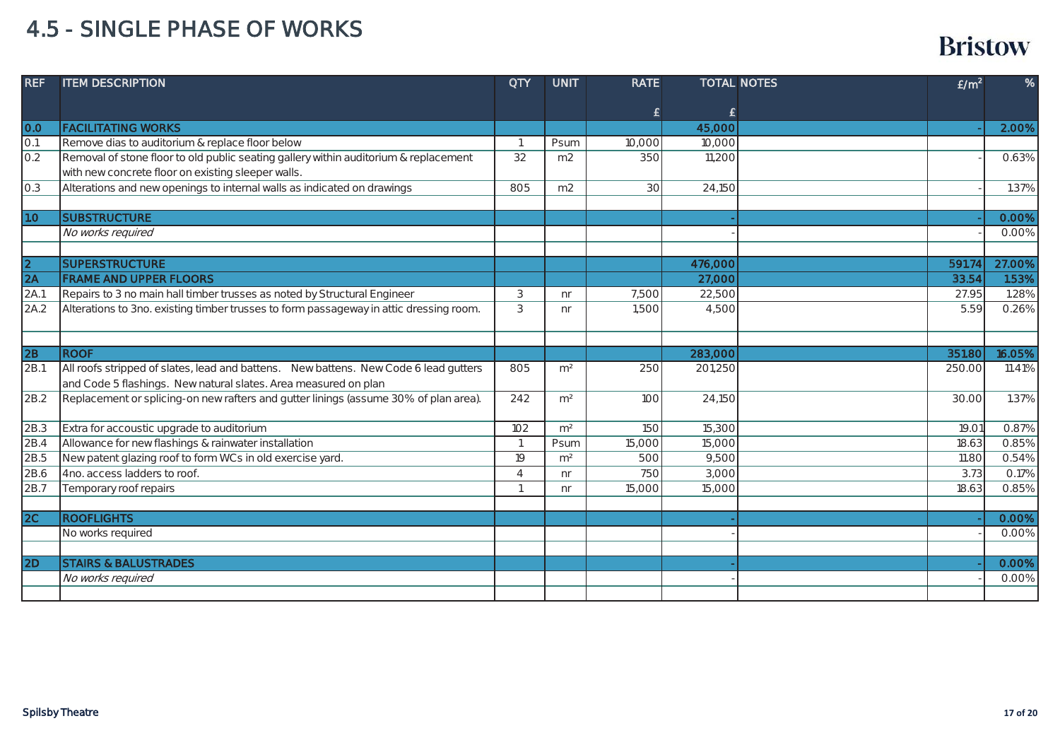# 4.5 - SINGLE PHASE OF WORKS

| REF | ITEM DESCRIPTION | QTY | UNIT | RATE £ | TOTAL £ | NOTES | £/m² | % |
|---|---|---|---|---|---|---|---|---|
| **0.0** | **FACILITATING WORKS** | | | | **45,000** | | **-** | **2.00%** |
| 0.1 | Remove dias to auditorium & replace floor below | 1 | Psum | 10,000 | 10,000 | | | |
| 0.2 | Removal of stone floor to old public seating gallery within auditorium & replacement with new concrete floor on existing sleeper walls. | 32 | m2 | 350 | 11,200 | | - | 0.63% |
| 0.3 | Alterations and new openings to internal walls as indicated on drawings | 805 | m2 | 30 | 24,150 | | - | 1.37% |
| | | | | | | | | |
| **1.0** | **SUBSTRUCTURE** | | | | **-** | | **-** | **0.00%** |
| | *No works required* | | | | - | | - | 0.00% |
| | | | | | | | | |
| **2** | **SUPERSTRUCTURE** | | | | **476,000** | | **591.74** | **27.00%** |
| **2A** | **FRAME AND UPPER FLOORS** | | | | **27,000** | | **33.54** | **1.53%** |
| 2A.1 | Repairs to 3 no main hall timber trusses as noted by Structural Engineer | 3 | nr | 7,500 | 22,500 | | 27.95 | 1.28% |
| 2A.2 | Alterations to 3no. existing timber trusses to form passageway in attic dressing room. | 3 | nr | 1,500 | 4,500 | | 5.59 | 0.26% |
| | | | | | | | | |
| **2B** | **ROOF** | | | | **283,000** | | **351.80** | **16.05%** |
| 2B.1 | All roofs stripped of slates, lead and battens. New battens. New Code 6 lead gutters and Code 5 flashings. New natural slates. Area measured on plan | 805 | m² | 250 | 201,250 | | 250.00 | 11.41% |
| 2B.2 | Replacement or splicing-on new rafters and gutter linings (assume 30% of plan area). | 242 | m² | 100 | 24,150 | | 30.00 | 1.37% |
| 2B.3 | Extra for accoustic upgrade to auditorium | 102 | m² | 150 | 15,300 | | 19.01 | 0.87% |
| 2B.4 | Allowance for new flashings & rainwater installation | 1 | Psum | 15,000 | 15,000 | | 18.63 | 0.85% |
| 2B.5 | New patent glazing roof to form WCs in old exercise yard. | 19 | m² | 500 | 9,500 | | 11.80 | 0.54% |
| 2B.6 | 4no. access ladders to roof. | 4 | nr | 750 | 3,000 | | 3.73 | 0.17% |
| 2B.7 | Temporary roof repairs | 1 | nr | 15,000 | 15,000 | | 18.63 | 0.85% |
| | | | | | | | | |
| **2C** | **ROOFLIGHTS** | | | | **-** | | **-** | **0.00%** |
| | No works required | | | | - | | - | 0.00% |
| | | | | | | | | |
| **2D** | **STAIRS & BALUSTRADES** | | | | **-** | | **-** | **0.00%** |
| | *No works required* | | | | - | | - | 0.00% |
| | | | | | | | | |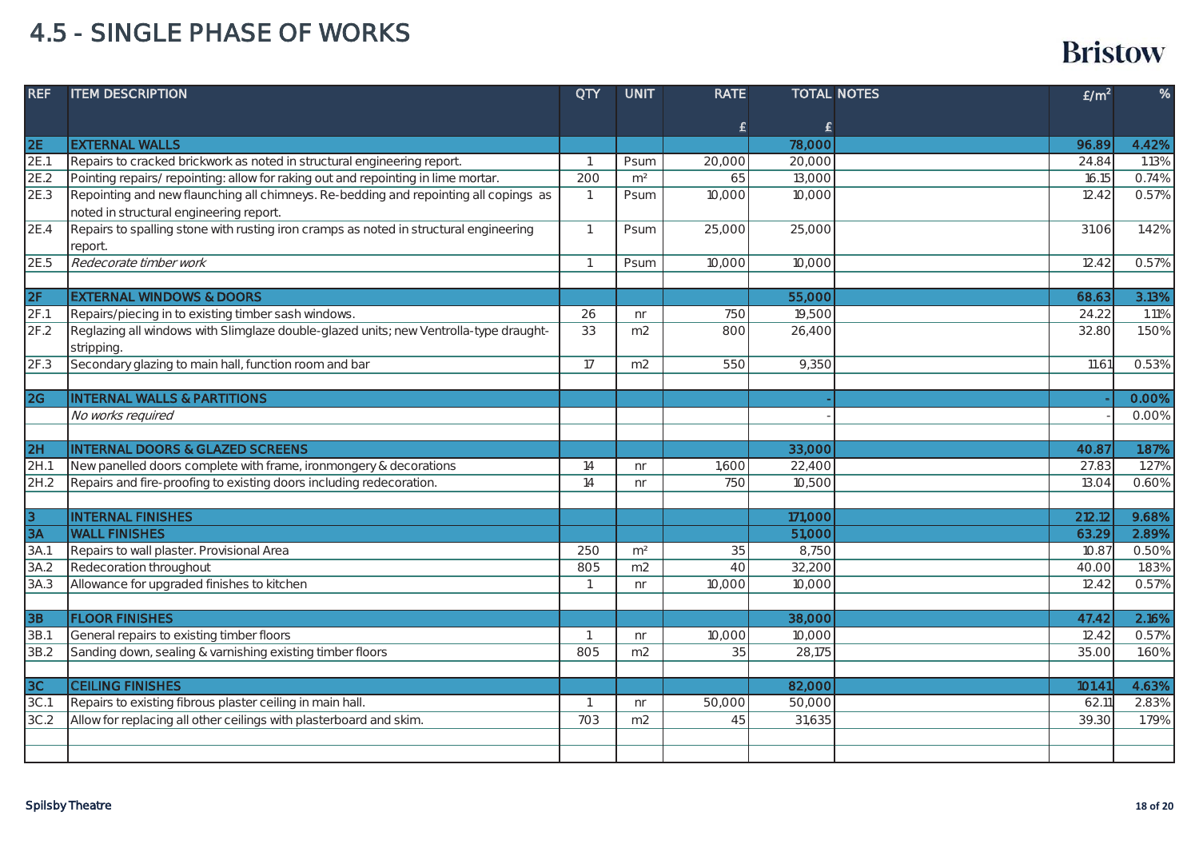# 4.5 - SINGLE PHASE OF WORKS

Bristow

| REF | ITEM DESCRIPTION | QTY | UNIT | RATE £ | TOTAL £ | NOTES | £/m² | % |
|---|---|---|---|---|---|---|---|---|
| **2E** | **EXTERNAL WALLS** | | | | **78,000** | | **96.89** | **4.42%** |
| 2E.1 | Repairs to cracked brickwork as noted in structural engineering report. | 1 | Psum | 20,000 | 20,000 | | 24.84 | 1.13% |
| 2E.2 | Pointing repairs/ repointing: allow for raking out and repointing in lime mortar. | 200 | m² | 65 | 13,000 | | 16.15 | 0.74% |
| 2E.3 | Repointing and new flaunching all chimneys. Re-bedding and repointing all copings as noted in structural engineering report. | 1 | Psum | 10,000 | 10,000 | | 12.42 | 0.57% |
| 2E.4 | Repairs to spalling stone with rusting iron cramps as noted in structural engineering report. | 1 | Psum | 25,000 | 25,000 | | 31.06 | 1.42% |
| 2E.5 | *Redecorate timber work* | 1 | Psum | 10,000 | 10,000 | | 12.42 | 0.57% |
| | | | | | | | | |
| **2F** | **EXTERNAL WINDOWS & DOORS** | | | | **55,000** | | **68.63** | **3.13%** |
| 2F.1 | Repairs/piecing in to existing timber sash windows. | 26 | nr | 750 | 19,500 | | 24.22 | 1.11% |
| 2F.2 | Reglazing all windows with Slimglaze double-glazed units; new Ventrolla-type draught-stripping. | 33 | m2 | 800 | 26,400 | | 32.80 | 1.50% |
| 2F.3 | Secondary glazing to main hall, function room and bar | 17 | m2 | 550 | 9,350 | | 11.61 | 0.53% |
| | | | | | | | | |
| **2G** | **INTERNAL WALLS & PARTITIONS** | | | | **-** | | **-** | **0.00%** |
| | *No works required* | | | | - | | - | 0.00% |
| | | | | | | | | |
| **2H** | **INTERNAL DOORS & GLAZED SCREENS** | | | | **33,000** | | **40.87** | **1.87%** |
| 2H.1 | New panelled doors complete with frame, ironmongery & decorations | 14 | nr | 1,600 | 22,400 | | 27.83 | 1.27% |
| 2H.2 | Repairs and fire-proofing to existing doors including redecoration. | 14 | nr | 750 | 10,500 | | 13.04 | 0.60% |
| | | | | | | | | |
| **3** | **INTERNAL FINISHES** | | | | **171,000** | | **212.12** | **9.68%** |
| **3A** | **WALL FINISHES** | | | | **51,000** | | **63.29** | **2.89%** |
| 3A.1 | Repairs to wall plaster. Provisional Area | 250 | m² | 35 | 8,750 | | 10.87 | 0.50% |
| 3A.2 | Redecoration throughout | 805 | m2 | 40 | 32,200 | | 40.00 | 1.83% |
| 3A.3 | Allowance for upgraded finishes to kitchen | 1 | nr | 10,000 | 10,000 | | 12.42 | 0.57% |
| | | | | | | | | |
| **3B** | **FLOOR FINISHES** | | | | **38,000** | | **47.42** | **2.16%** |
| 3B.1 | General repairs to existing timber floors | 1 | nr | 10,000 | 10,000 | | 12.42 | 0.57% |
| 3B.2 | Sanding down, sealing & varnishing existing timber floors | 805 | m2 | 35 | 28,175 | | 35.00 | 1.60% |
| | | | | | | | | |
| **3C** | **CEILING FINISHES** | | | | **82,000** | | **101.41** | **4.63%** |
| 3C.1 | Repairs to existing fibrous plaster ceiling in main hall. | 1 | nr | 50,000 | 50,000 | | 62.11 | 2.83% |
| 3C.2 | Allow for replacing all other ceilings with plasterboard and skim. | 703 | m2 | 45 | 31,635 | | 39.30 | 1.79% |

Spilsby Theatre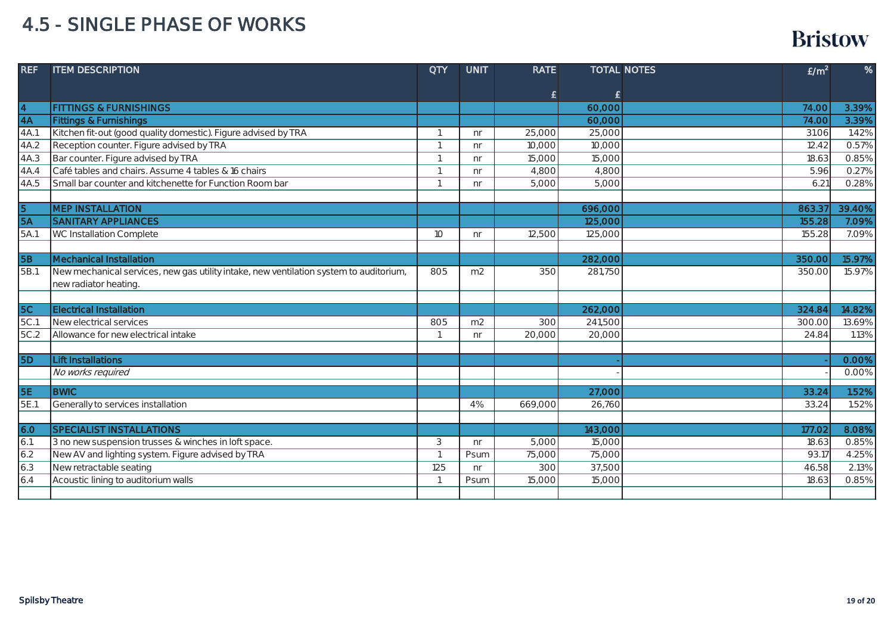# 4.5 - SINGLE PHASE OF WORKS

| REF | ITEM DESCRIPTION | QTY | UNIT | RATE £ | TOTAL £ | NOTES | £/m² | % |
|---|---|---|---|---|---|---|---|---|
| **4** | **FITTINGS & FURNISHINGS** | | | | **60,000** | | **74.00** | **3.39%** |
| **4A** | **Fittings & Furnishings** | | | | **60,000** | | **74.00** | **3.39%** |
| 4A.1 | Kitchen fit-out (good quality domestic). Figure advised by TRA | 1 | nr | 25,000 | 25,000 | | 31.06 | 1.42% |
| 4A.2 | Reception counter. Figure advised by TRA | 1 | nr | 10,000 | 10,000 | | 12.42 | 0.57% |
| 4A.3 | Bar counter. Figure advised by TRA | 1 | nr | 15,000 | 15,000 | | 18.63 | 0.85% |
| 4A.4 | Café tables and chairs. Assume 4 tables & 16 chairs | 1 | nr | 4,800 | 4,800 | | 5.96 | 0.27% |
| 4A.5 | Small bar counter and kitchenette for Function Room bar | 1 | nr | 5,000 | 5,000 | | 6.21 | 0.28% |
| | | | | | | | | |
| **5** | **MEP INSTALLATION** | | | | **696,000** | | **863.37** | **39.40%** |
| **5A** | **SANITARY APPLIANCES** | | | | **125,000** | | **155.28** | **7.09%** |
| 5A.1 | WC Installation Complete | 10 | nr | 12,500 | 125,000 | | 155.28 | 7.09% |
| | | | | | | | | |
| **5B** | **Mechanical Installation** | | | | **282,000** | | **350.00** | **15.97%** |
| 5B.1 | New mechanical services, new gas utility intake, new ventilation system to auditorium, new radiator heating. | 805 | m2 | 350 | 281,750 | | 350.00 | 15.97% |
| | | | | | | | | |
| **5C** | **Electrical Installation** | | | | **262,000** | | **324.84** | **14.82%** |
| 5C.1 | New electrical services | 805 | m2 | 300 | 241,500 | | 300.00 | 13.69% |
| 5C.2 | Allowance for new electrical intake | 1 | nr | 20,000 | 20,000 | | 24.84 | 1.13% |
| | | | | | | | | |
| **5D** | **Lift Installations** | | | | **-** | | **-** | **0.00%** |
| | *No works required* | | | | - | | - | 0.00% |
| | | | | | | | | |
| **5E** | **BWIC** | | | | **27,000** | | **33.24** | **1.52%** |
| 5E.1 | Generally to services installation | | 4% | 669,000 | 26,760 | | 33.24 | 1.52% |
| | | | | | | | | |
| **6.0** | **SPECIALIST INSTALLATIONS** | | | | **143,000** | | **177.02** | **8.08%** |
| 6.1 | 3 no new suspension trusses & winches in loft space. | 3 | nr | 5,000 | 15,000 | | 18.63 | 0.85% |
| 6.2 | New AV and lighting system. Figure advised by TRA | 1 | Psum | 75,000 | 75,000 | | 93.17 | 4.25% |
| 6.3 | New retractable seating | 125 | nr | 300 | 37,500 | | 46.58 | 2.13% |
| 6.4 | Acoustic lining to auditorium walls | 1 | Psum | 15,000 | 15,000 | | 18.63 | 0.85% |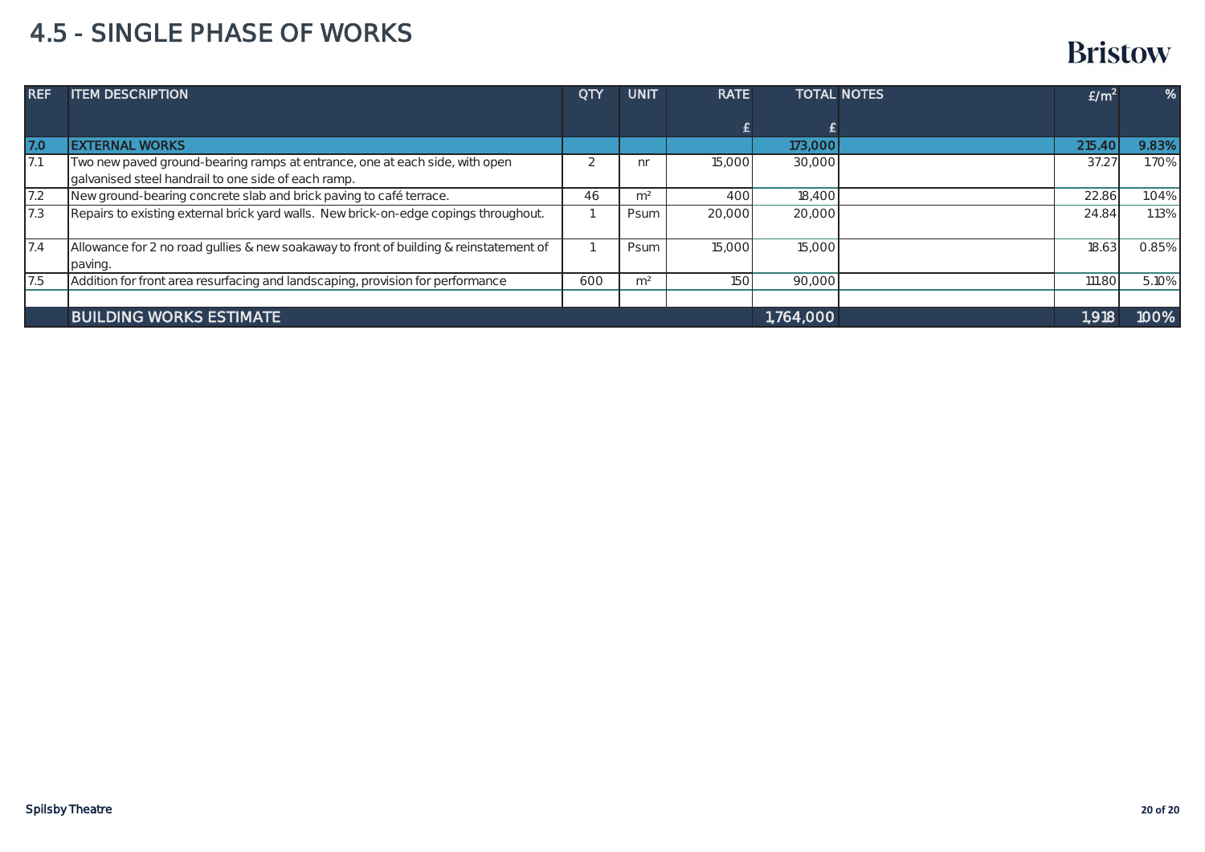# 4.5 - SINGLE PHASE OF WORKS

| REF | ITEM DESCRIPTION | QTY | UNIT | RATE £ | TOTAL £ | NOTES | £/m² | % |
|---|---|---|---|---|---|---|---|---|
| **7.0** | **EXTERNAL WORKS** | | | | **173,000** | | **215.40** | **9.83%** |
| 7.1 | Two new paved ground-bearing ramps at entrance, one at each side, with open galvanised steel handrail to one side of each ramp. | 2 | nr | 15,000 | 30,000 | | 37.27 | 1.70% |
| 7.2 | New ground-bearing concrete slab and brick paving to café terrace. | 46 | m² | 400 | 18,400 | | 22.86 | 1.04% |
| 7.3 | Repairs to existing external brick yard walls. New brick-on-edge copings throughout. | 1 | Psum | 20,000 | 20,000 | | 24.84 | 1.13% |
| 7.4 | Allowance for 2 no road gullies & new soakaway to front of building & reinstatement of paving. | 1 | Psum | 15,000 | 15,000 | | 18.63 | 0.85% |
| 7.5 | Addition for front area resurfacing and landscaping, provision for performance | 600 | m² | 150 | 90,000 | | 111.80 | 5.10% |
| | | | | | | | | |
| | **BUILDING WORKS ESTIMATE** | | | | **1,764,000** | | **1,918** | **100%** |